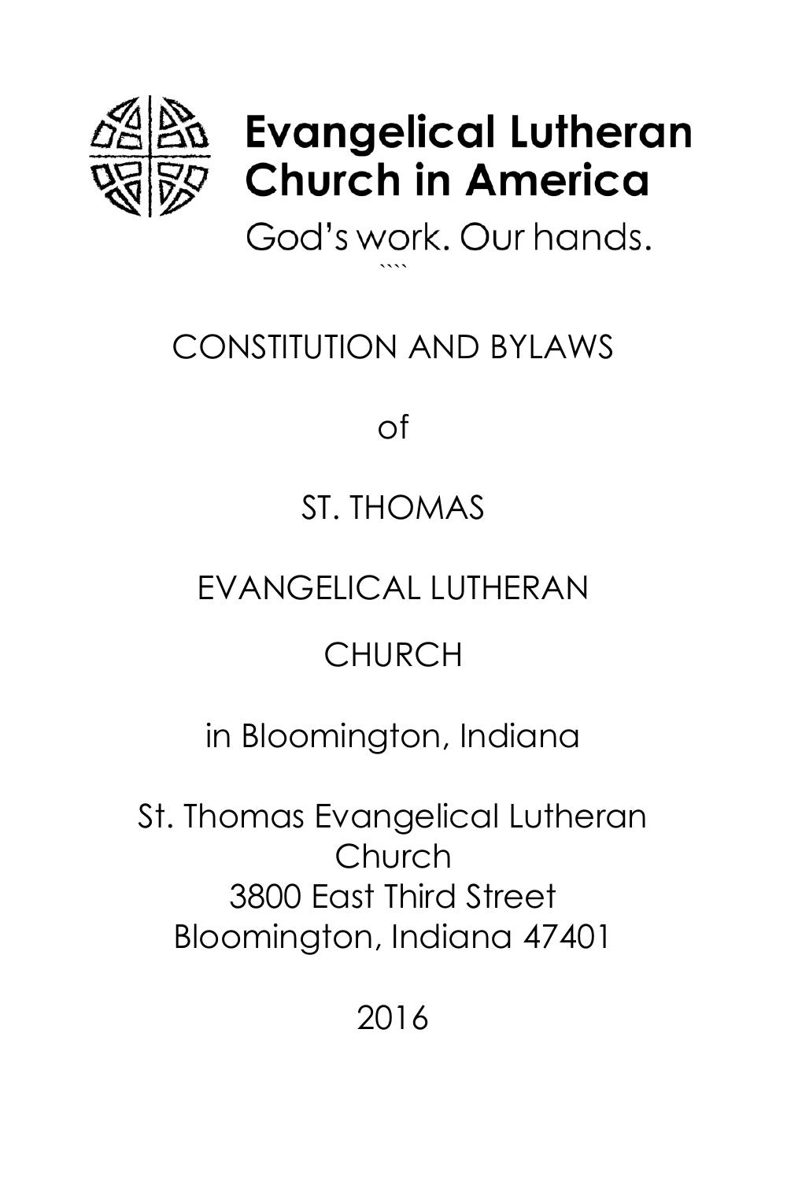**Evangelical Lutheran Church in America**

God's work. Our hands.

# CONSTITUTION AND BYLAWS

of

# ST. THOMAS

# EVANGELICAL LUTHERAN

# CHURCH

in Bloomington, Indiana

St. Thomas Evangelical Lutheran Church
3800 East Third Street
Bloomington, Indiana 47401

2016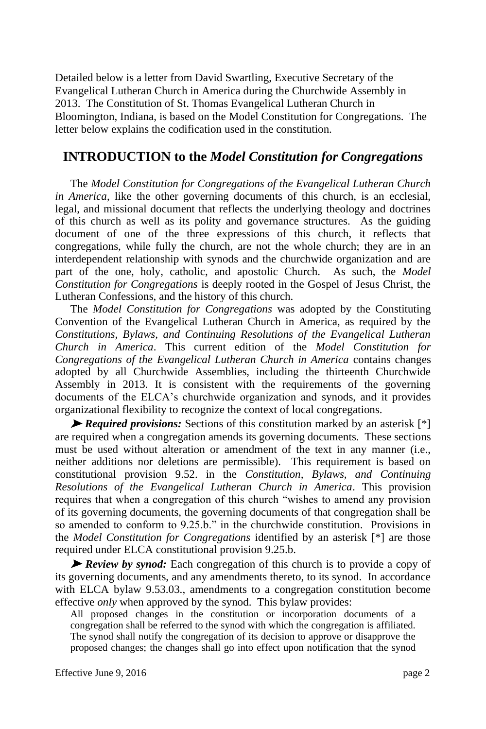Detailed below is a letter from David Swartling, Executive Secretary of the Evangelical Lutheran Church in America during the Churchwide Assembly in 2013. The Constitution of St. Thomas Evangelical Lutheran Church in Bloomington, Indiana, is based on the Model Constitution for Congregations. The letter below explains the codification used in the constitution.

## INTRODUCTION to the *Model Constitution for Congregations*

The *Model Constitution for Congregations of the Evangelical Lutheran Church in America*, like the other governing documents of this church, is an ecclesial, legal, and missional document that reflects the underlying theology and doctrines of this church as well as its polity and governance structures. As the guiding document of one of the three expressions of this church, it reflects that congregations, while fully the church, are not the whole church; they are in an interdependent relationship with synods and the churchwide organization and are part of the one, holy, catholic, and apostolic Church. As such, the *Model Constitution for Congregations* is deeply rooted in the Gospel of Jesus Christ, the Lutheran Confessions, and the history of this church.

The *Model Constitution for Congregations* was adopted by the Constituting Convention of the Evangelical Lutheran Church in America, as required by the *Constitutions, Bylaws, and Continuing Resolutions of the Evangelical Lutheran Church in America*. This current edition of the *Model Constitution for Congregations of the Evangelical Lutheran Church in America* contains changes adopted by all Churchwide Assemblies, including the thirteenth Churchwide Assembly in 2013. It is consistent with the requirements of the governing documents of the ELCA's churchwide organization and synods, and it provides organizational flexibility to recognize the context of local congregations.

➤ ***Required provisions:*** Sections of this constitution marked by an asterisk [*] are required when a congregation amends its governing documents. These sections must be used without alteration or amendment of the text in any manner (i.e., neither additions nor deletions are permissible). This requirement is based on constitutional provision 9.52. in the *Constitution, Bylaws, and Continuing Resolutions of the Evangelical Lutheran Church in America*. This provision requires that when a congregation of this church "wishes to amend any provision of its governing documents, the governing documents of that congregation shall be so amended to conform to 9.25.b." in the churchwide constitution. Provisions in the *Model Constitution for Congregations* identified by an asterisk [*] are those required under ELCA constitutional provision 9.25.b.

➤ ***Review by synod:*** Each congregation of this church is to provide a copy of its governing documents, and any amendments thereto, to its synod. In accordance with ELCA bylaw 9.53.03., amendments to a congregation constitution become effective *only* when approved by the synod. This bylaw provides:

> All proposed changes in the constitution or incorporation documents of a congregation shall be referred to the synod with which the congregation is affiliated. The synod shall notify the congregation of its decision to approve or disapprove the proposed changes; the changes shall go into effect upon notification that the synod

Effective June 9, 2016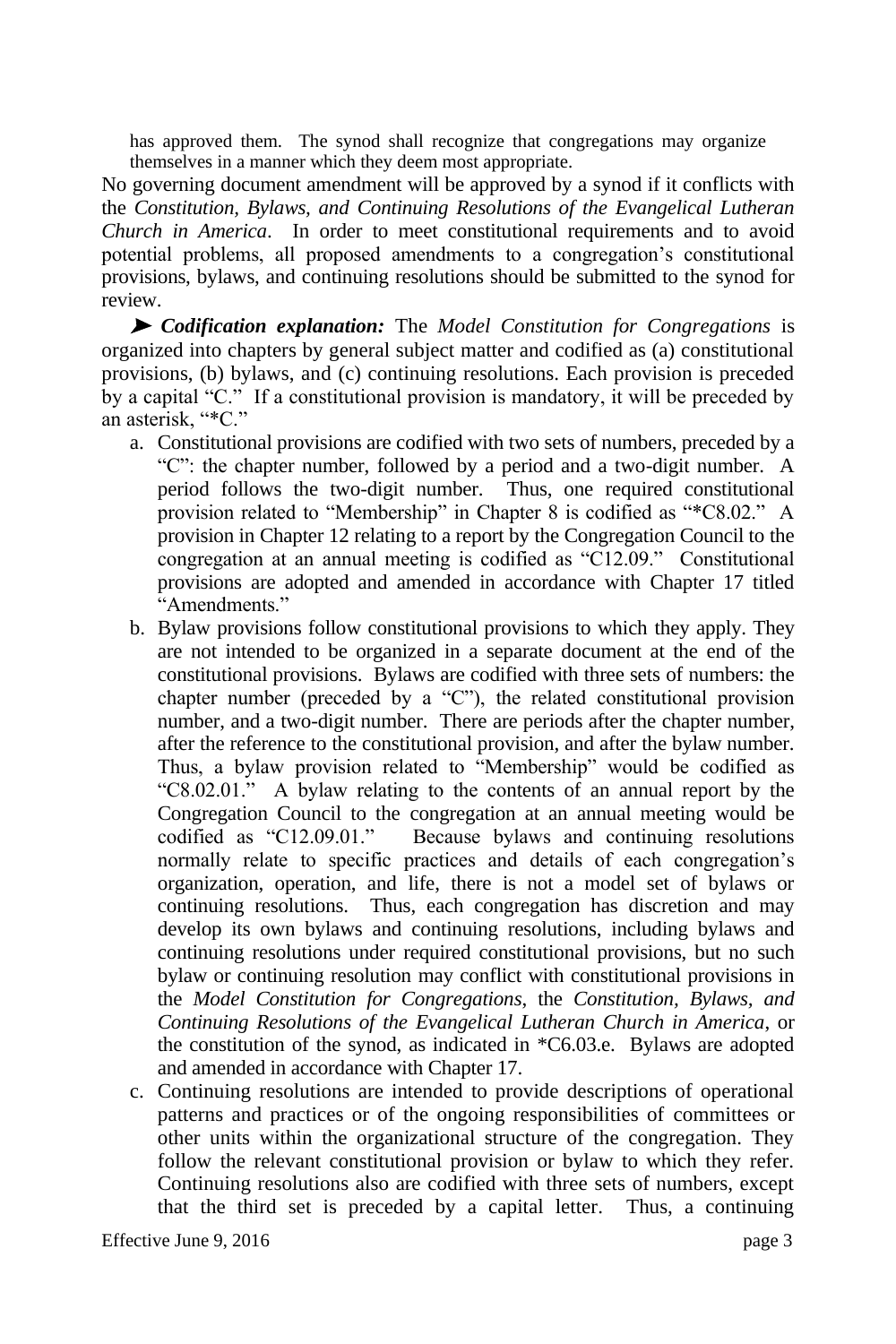has approved them. The synod shall recognize that congregations may organize themselves in a manner which they deem most appropriate.

No governing document amendment will be approved by a synod if it conflicts with the *Constitution, Bylaws, and Continuing Resolutions of the Evangelical Lutheran Church in America*. In order to meet constitutional requirements and to avoid potential problems, all proposed amendments to a congregation's constitutional provisions, bylaws, and continuing resolutions should be submitted to the synod for review.

➤ ***Codification explanation:*** The *Model Constitution for Congregations* is organized into chapters by general subject matter and codified as (a) constitutional provisions, (b) bylaws, and (c) continuing resolutions. Each provision is preceded by a capital "C." If a constitutional provision is mandatory, it will be preceded by an asterisk, "*C."

a. Constitutional provisions are codified with two sets of numbers, preceded by a "C": the chapter number, followed by a period and a two-digit number. A period follows the two-digit number. Thus, one required constitutional provision related to "Membership" in Chapter 8 is codified as "*C8.02." A provision in Chapter 12 relating to a report by the Congregation Council to the congregation at an annual meeting is codified as "C12.09." Constitutional provisions are adopted and amended in accordance with Chapter 17 titled "Amendments."

b. Bylaw provisions follow constitutional provisions to which they apply. They are not intended to be organized in a separate document at the end of the constitutional provisions. Bylaws are codified with three sets of numbers: the chapter number (preceded by a "C"), the related constitutional provision number, and a two-digit number. There are periods after the chapter number, after the reference to the constitutional provision, and after the bylaw number. Thus, a bylaw provision related to "Membership" would be codified as "C8.02.01." A bylaw relating to the contents of an annual report by the Congregation Council to the congregation at an annual meeting would be codified as "C12.09.01." Because bylaws and continuing resolutions normally relate to specific practices and details of each congregation's organization, operation, and life, there is not a model set of bylaws or continuing resolutions. Thus, each congregation has discretion and may develop its own bylaws and continuing resolutions, including bylaws and continuing resolutions under required constitutional provisions, but no such bylaw or continuing resolution may conflict with constitutional provisions in the *Model Constitution for Congregations*, the *Constitution, Bylaws, and Continuing Resolutions of the Evangelical Lutheran Church in America*, or the constitution of the synod, as indicated in *C6.03.e. Bylaws are adopted and amended in accordance with Chapter 17.

c. Continuing resolutions are intended to provide descriptions of operational patterns and practices or of the ongoing responsibilities of committees or other units within the organizational structure of the congregation. They follow the relevant constitutional provision or bylaw to which they refer. Continuing resolutions also are codified with three sets of numbers, except that the third set is preceded by a capital letter. Thus, a continuing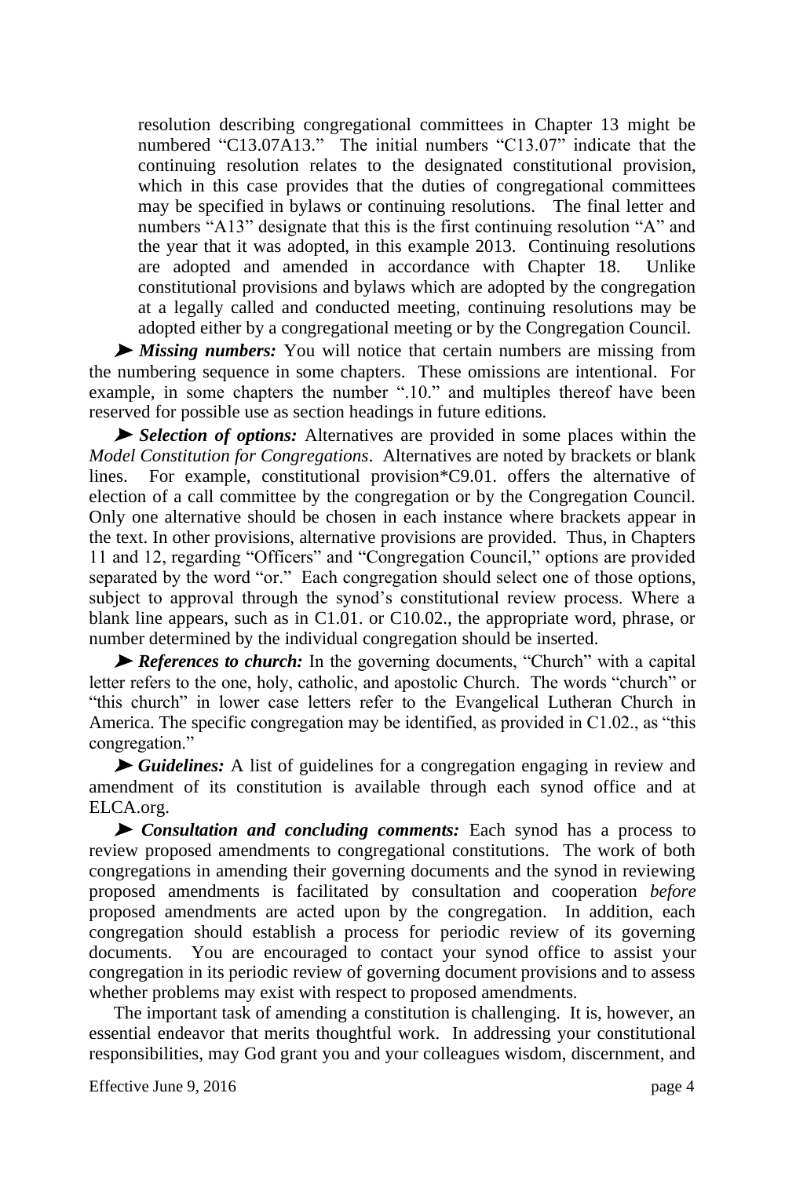resolution describing congregational committees in Chapter 13 might be numbered "C13.07A13." The initial numbers "C13.07" indicate that the continuing resolution relates to the designated constitutional provision, which in this case provides that the duties of congregational committees may be specified in bylaws or continuing resolutions. The final letter and numbers "A13" designate that this is the first continuing resolution "A" and the year that it was adopted, in this example 2013. Continuing resolutions are adopted and amended in accordance with Chapter 18. Unlike constitutional provisions and bylaws which are adopted by the congregation at a legally called and conducted meeting, continuing resolutions may be adopted either by a congregational meeting or by the Congregation Council.

➤ ***Missing numbers:*** You will notice that certain numbers are missing from the numbering sequence in some chapters. These omissions are intentional. For example, in some chapters the number ".10." and multiples thereof have been reserved for possible use as section headings in future editions.

➤ ***Selection of options:*** Alternatives are provided in some places within the *Model Constitution for Congregations*. Alternatives are noted by brackets or blank lines. For example, constitutional provision*C9.01. offers the alternative of election of a call committee by the congregation or by the Congregation Council. Only one alternative should be chosen in each instance where brackets appear in the text. In other provisions, alternative provisions are provided. Thus, in Chapters 11 and 12, regarding "Officers" and "Congregation Council," options are provided separated by the word "or." Each congregation should select one of those options, subject to approval through the synod's constitutional review process. Where a blank line appears, such as in C1.01. or C10.02., the appropriate word, phrase, or number determined by the individual congregation should be inserted.

➤ ***References to church:*** In the governing documents, "Church" with a capital letter refers to the one, holy, catholic, and apostolic Church. The words "church" or "this church" in lower case letters refer to the Evangelical Lutheran Church in America. The specific congregation may be identified, as provided in C1.02., as "this congregation."

➤ ***Guidelines:*** A list of guidelines for a congregation engaging in review and amendment of its constitution is available through each synod office and at ELCA.org.

➤ ***Consultation and concluding comments:*** Each synod has a process to review proposed amendments to congregational constitutions. The work of both congregations in amending their governing documents and the synod in reviewing proposed amendments is facilitated by consultation and cooperation *before* proposed amendments are acted upon by the congregation. In addition, each congregation should establish a process for periodic review of its governing documents. You are encouraged to contact your synod office to assist your congregation in its periodic review of governing document provisions and to assess whether problems may exist with respect to proposed amendments.

The important task of amending a constitution is challenging. It is, however, an essential endeavor that merits thoughtful work. In addressing your constitutional responsibilities, may God grant you and your colleagues wisdom, discernment, and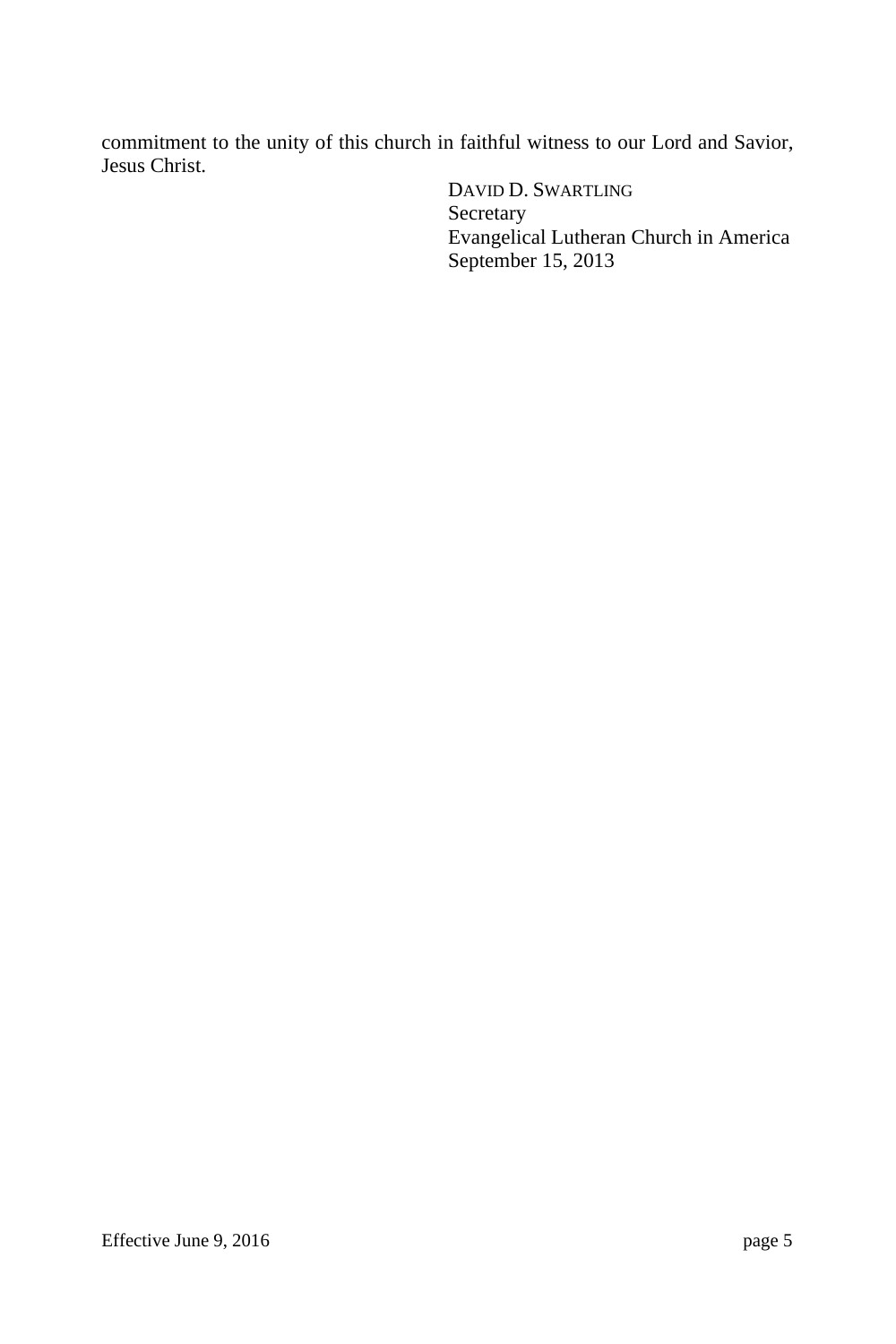commitment to the unity of this church in faithful witness to our Lord and Savior, Jesus Christ.

DAVID D. SWARTLING
Secretary
Evangelical Lutheran Church in America
September 15, 2013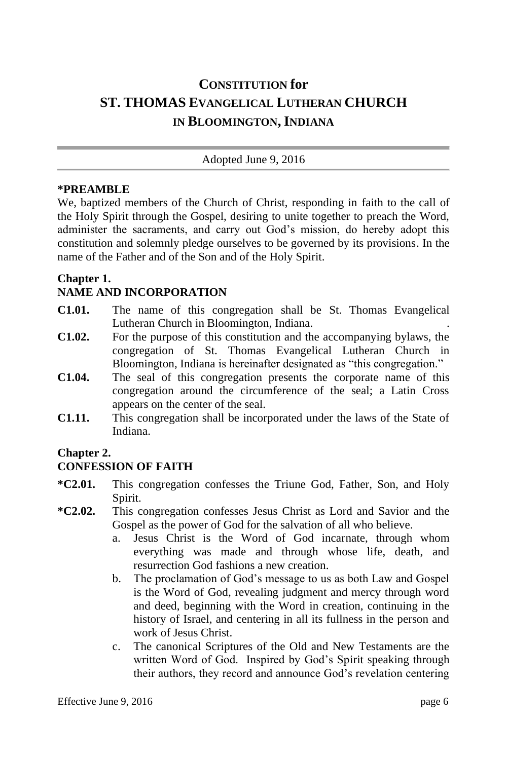# CONSTITUTION for ST. THOMAS EVANGELICAL LUTHERAN CHURCH IN BLOOMINGTON, INDIANA

Adopted June 9, 2016

**\*PREAMBLE**

We, baptized members of the Church of Christ, responding in faith to the call of the Holy Spirit through the Gospel, desiring to unite together to preach the Word, administer the sacraments, and carry out God's mission, do hereby adopt this constitution and solemnly pledge ourselves to be governed by its provisions. In the name of the Father and of the Son and of the Holy Spirit.

## Chapter 1.
## NAME AND INCORPORATION

**C1.01.** The name of this congregation shall be St. Thomas Evangelical Lutheran Church in Bloomington, Indiana.

**C1.02.** For the purpose of this constitution and the accompanying bylaws, the congregation of St. Thomas Evangelical Lutheran Church in Bloomington, Indiana is hereinafter designated as "this congregation."

**C1.04.** The seal of this congregation presents the corporate name of this congregation around the circumference of the seal; a Latin Cross appears on the center of the seal.

**C1.11.** This congregation shall be incorporated under the laws of the State of Indiana.

## Chapter 2.
## CONFESSION OF FAITH

**\*C2.01.** This congregation confesses the Triune God, Father, Son, and Holy Spirit.

**\*C2.02.** This congregation confesses Jesus Christ as Lord and Savior and the Gospel as the power of God for the salvation of all who believe.

a. Jesus Christ is the Word of God incarnate, through whom everything was made and through whose life, death, and resurrection God fashions a new creation.

b. The proclamation of God's message to us as both Law and Gospel is the Word of God, revealing judgment and mercy through word and deed, beginning with the Word in creation, continuing in the history of Israel, and centering in all its fullness in the person and work of Jesus Christ.

c. The canonical Scriptures of the Old and New Testaments are the written Word of God. Inspired by God's Spirit speaking through their authors, they record and announce God's revelation centering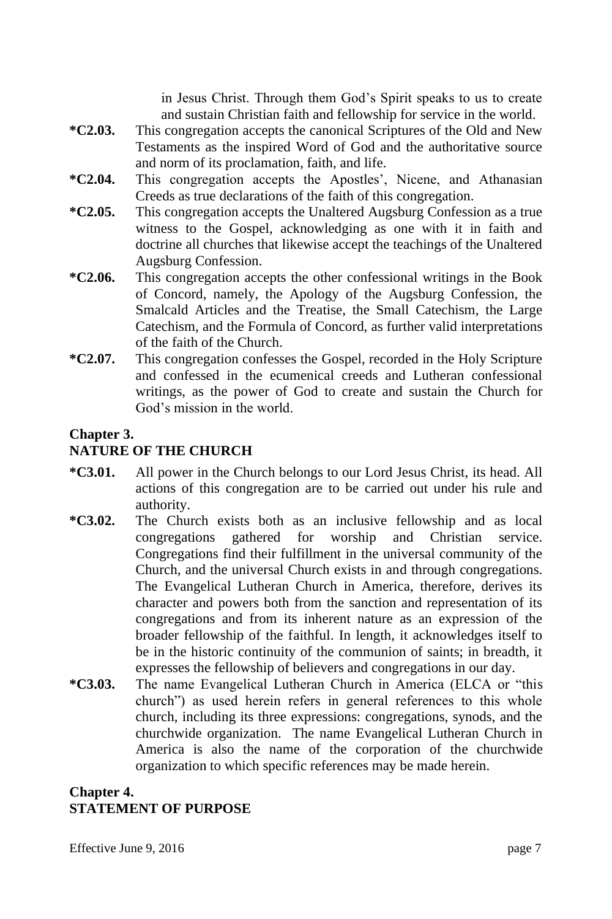in Jesus Christ. Through them God's Spirit speaks to us to create and sustain Christian faith and fellowship for service in the world.

**\*C2.03.** This congregation accepts the canonical Scriptures of the Old and New Testaments as the inspired Word of God and the authoritative source and norm of its proclamation, faith, and life.

**\*C2.04.** This congregation accepts the Apostles', Nicene, and Athanasian Creeds as true declarations of the faith of this congregation.

**\*C2.05.** This congregation accepts the Unaltered Augsburg Confession as a true witness to the Gospel, acknowledging as one with it in faith and doctrine all churches that likewise accept the teachings of the Unaltered Augsburg Confession.

**\*C2.06.** This congregation accepts the other confessional writings in the Book of Concord, namely, the Apology of the Augsburg Confession, the Smalcald Articles and the Treatise, the Small Catechism, the Large Catechism, and the Formula of Concord, as further valid interpretations of the faith of the Church.

**\*C2.07.** This congregation confesses the Gospel, recorded in the Holy Scripture and confessed in the ecumenical creeds and Lutheran confessional writings, as the power of God to create and sustain the Church for God's mission in the world.

## Chapter 3.
## NATURE OF THE CHURCH

**\*C3.01.** All power in the Church belongs to our Lord Jesus Christ, its head. All actions of this congregation are to be carried out under his rule and authority.

**\*C3.02.** The Church exists both as an inclusive fellowship and as local congregations gathered for worship and Christian service. Congregations find their fulfillment in the universal community of the Church, and the universal Church exists in and through congregations. The Evangelical Lutheran Church in America, therefore, derives its character and powers both from the sanction and representation of its congregations and from its inherent nature as an expression of the broader fellowship of the faithful. In length, it acknowledges itself to be in the historic continuity of the communion of saints; in breadth, it expresses the fellowship of believers and congregations in our day.

**\*C3.03.** The name Evangelical Lutheran Church in America (ELCA or "this church") as used herein refers in general references to this whole church, including its three expressions: congregations, synods, and the churchwide organization. The name Evangelical Lutheran Church in America is also the name of the corporation of the churchwide organization to which specific references may be made herein.

## Chapter 4.
## STATEMENT OF PURPOSE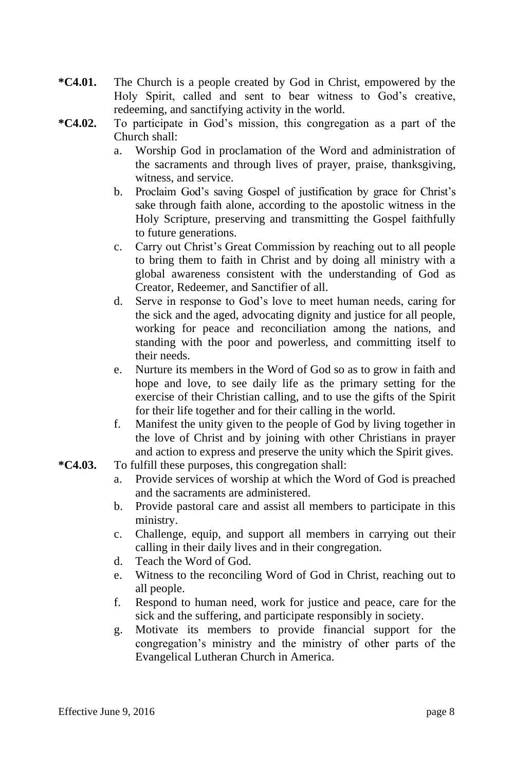**\*C4.01.** The Church is a people created by God in Christ, empowered by the Holy Spirit, called and sent to bear witness to God's creative, redeeming, and sanctifying activity in the world.

**\*C4.02.** To participate in God's mission, this congregation as a part of the Church shall:

a. Worship God in proclamation of the Word and administration of the sacraments and through lives of prayer, praise, thanksgiving, witness, and service.

b. Proclaim God's saving Gospel of justification by grace for Christ's sake through faith alone, according to the apostolic witness in the Holy Scripture, preserving and transmitting the Gospel faithfully to future generations.

c. Carry out Christ's Great Commission by reaching out to all people to bring them to faith in Christ and by doing all ministry with a global awareness consistent with the understanding of God as Creator, Redeemer, and Sanctifier of all.

d. Serve in response to God's love to meet human needs, caring for the sick and the aged, advocating dignity and justice for all people, working for peace and reconciliation among the nations, and standing with the poor and powerless, and committing itself to their needs.

e. Nurture its members in the Word of God so as to grow in faith and hope and love, to see daily life as the primary setting for the exercise of their Christian calling, and to use the gifts of the Spirit for their life together and for their calling in the world.

f. Manifest the unity given to the people of God by living together in the love of Christ and by joining with other Christians in prayer and action to express and preserve the unity which the Spirit gives.

**\*C4.03.** To fulfill these purposes, this congregation shall:

a. Provide services of worship at which the Word of God is preached and the sacraments are administered.

b. Provide pastoral care and assist all members to participate in this ministry.

c. Challenge, equip, and support all members in carrying out their calling in their daily lives and in their congregation.

d. Teach the Word of God.

e. Witness to the reconciling Word of God in Christ, reaching out to all people.

f. Respond to human need, work for justice and peace, care for the sick and the suffering, and participate responsibly in society.

g. Motivate its members to provide financial support for the congregation's ministry and the ministry of other parts of the Evangelical Lutheran Church in America.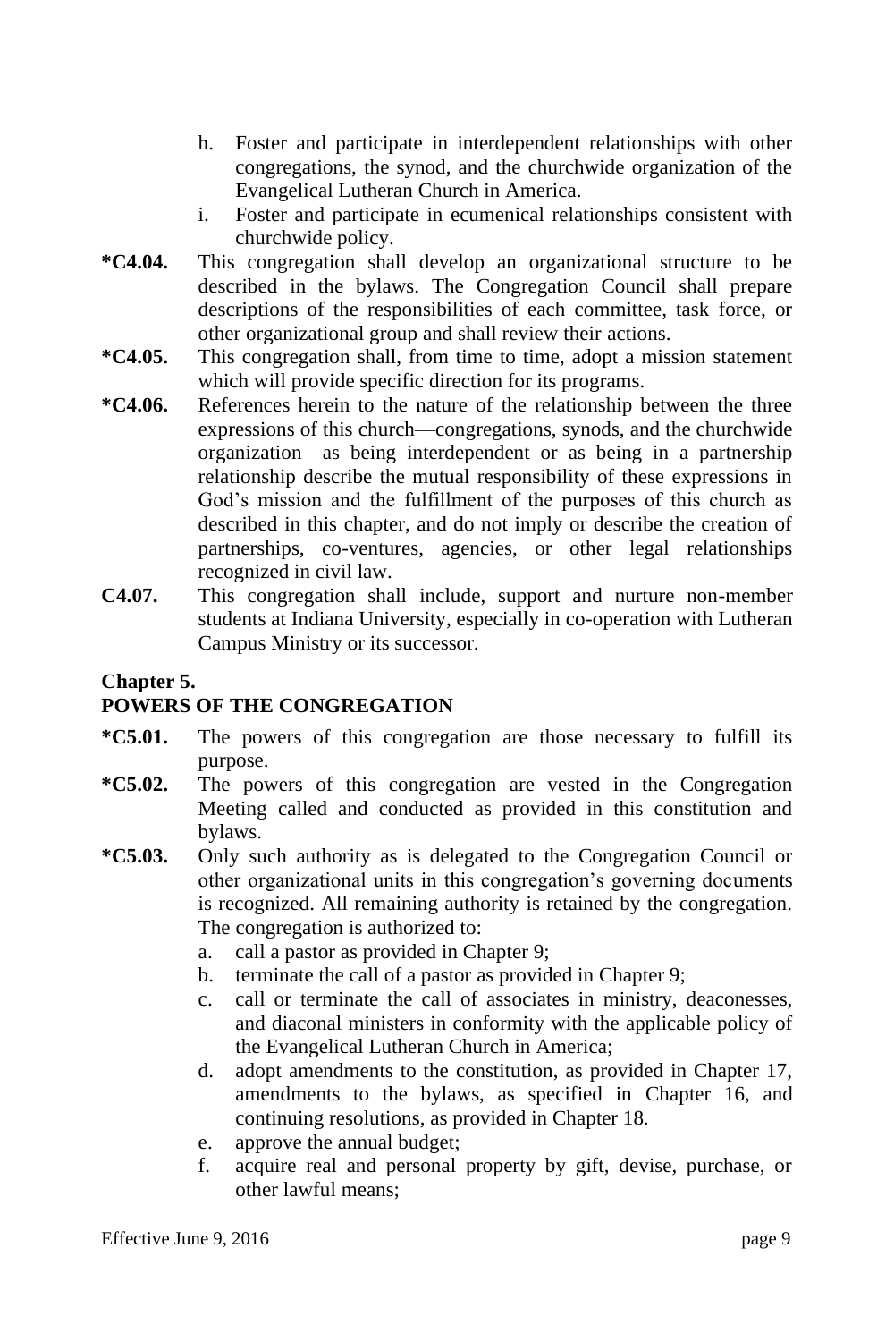h. Foster and participate in interdependent relationships with other congregations, the synod, and the churchwide organization of the Evangelical Lutheran Church in America.
i. Foster and participate in ecumenical relationships consistent with churchwide policy.

**\*C4.04.** This congregation shall develop an organizational structure to be described in the bylaws. The Congregation Council shall prepare descriptions of the responsibilities of each committee, task force, or other organizational group and shall review their actions.

**\*C4.05.** This congregation shall, from time to time, adopt a mission statement which will provide specific direction for its programs.

**\*C4.06.** References herein to the nature of the relationship between the three expressions of this church—congregations, synods, and the churchwide organization—as being interdependent or as being in a partnership relationship describe the mutual responsibility of these expressions in God's mission and the fulfillment of the purposes of this church as described in this chapter, and do not imply or describe the creation of partnerships, co-ventures, agencies, or other legal relationships recognized in civil law.

**C4.07.** This congregation shall include, support and nurture non-member students at Indiana University, especially in co-operation with Lutheran Campus Ministry or its successor.

## Chapter 5.
## POWERS OF THE CONGREGATION

**\*C5.01.** The powers of this congregation are those necessary to fulfill its purpose.

**\*C5.02.** The powers of this congregation are vested in the Congregation Meeting called and conducted as provided in this constitution and bylaws.

**\*C5.03.** Only such authority as is delegated to the Congregation Council or other organizational units in this congregation's governing documents is recognized. All remaining authority is retained by the congregation. The congregation is authorized to:

a. call a pastor as provided in Chapter 9;
b. terminate the call of a pastor as provided in Chapter 9;
c. call or terminate the call of associates in ministry, deaconesses, and diaconal ministers in conformity with the applicable policy of the Evangelical Lutheran Church in America;
d. adopt amendments to the constitution, as provided in Chapter 17, amendments to the bylaws, as specified in Chapter 16, and continuing resolutions, as provided in Chapter 18.
e. approve the annual budget;
f. acquire real and personal property by gift, devise, purchase, or other lawful means;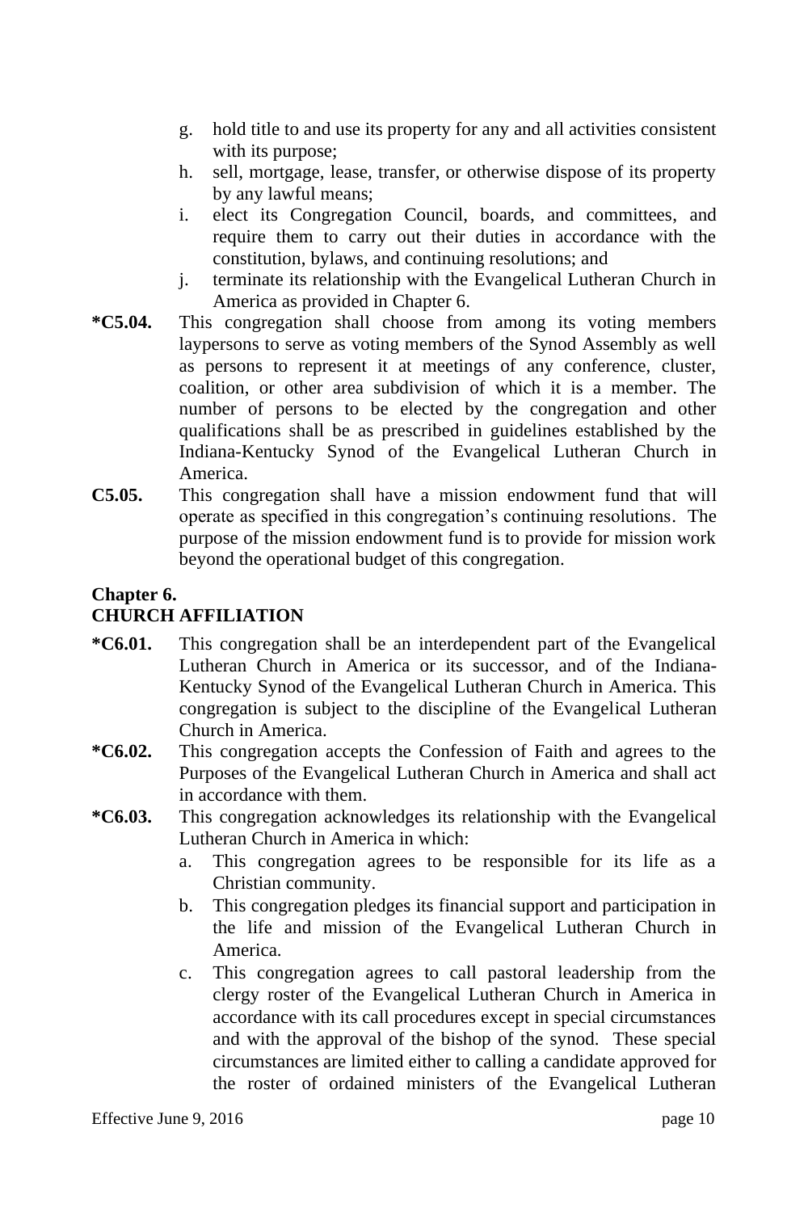g. hold title to and use its property for any and all activities consistent with its purpose;
h. sell, mortgage, lease, transfer, or otherwise dispose of its property by any lawful means;
i. elect its Congregation Council, boards, and committees, and require them to carry out their duties in accordance with the constitution, bylaws, and continuing resolutions; and
j. terminate its relationship with the Evangelical Lutheran Church in America as provided in Chapter 6.

**\*C5.04.** This congregation shall choose from among its voting members laypersons to serve as voting members of the Synod Assembly as well as persons to represent it at meetings of any conference, cluster, coalition, or other area subdivision of which it is a member. The number of persons to be elected by the congregation and other qualifications shall be as prescribed in guidelines established by the Indiana-Kentucky Synod of the Evangelical Lutheran Church in America.

**C5.05.** This congregation shall have a mission endowment fund that will operate as specified in this congregation's continuing resolutions. The purpose of the mission endowment fund is to provide for mission work beyond the operational budget of this congregation.

## Chapter 6.
## CHURCH AFFILIATION

**\*C6.01.** This congregation shall be an interdependent part of the Evangelical Lutheran Church in America or its successor, and of the Indiana-Kentucky Synod of the Evangelical Lutheran Church in America. This congregation is subject to the discipline of the Evangelical Lutheran Church in America.

**\*C6.02.** This congregation accepts the Confession of Faith and agrees to the Purposes of the Evangelical Lutheran Church in America and shall act in accordance with them.

**\*C6.03.** This congregation acknowledges its relationship with the Evangelical Lutheran Church in America in which:

a. This congregation agrees to be responsible for its life as a Christian community.
b. This congregation pledges its financial support and participation in the life and mission of the Evangelical Lutheran Church in America.
c. This congregation agrees to call pastoral leadership from the clergy roster of the Evangelical Lutheran Church in America in accordance with its call procedures except in special circumstances and with the approval of the bishop of the synod. These special circumstances are limited either to calling a candidate approved for the roster of ordained ministers of the Evangelical Lutheran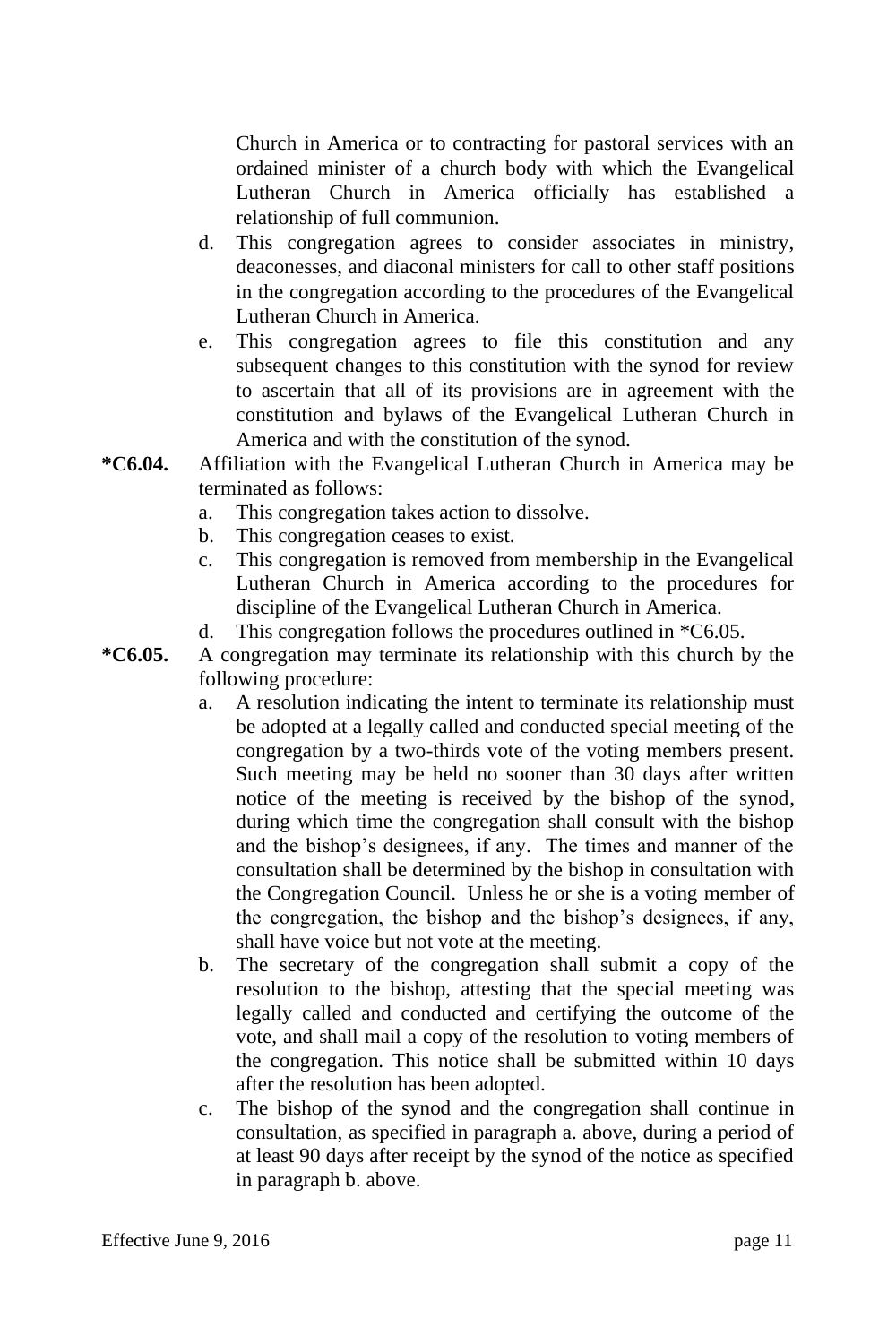Church in America or to contracting for pastoral services with an ordained minister of a church body with which the Evangelical Lutheran Church in America officially has established a relationship of full communion.

d. This congregation agrees to consider associates in ministry, deaconesses, and diaconal ministers for call to other staff positions in the congregation according to the procedures of the Evangelical Lutheran Church in America.

e. This congregation agrees to file this constitution and any subsequent changes to this constitution with the synod for review to ascertain that all of its provisions are in agreement with the constitution and bylaws of the Evangelical Lutheran Church in America and with the constitution of the synod.

**\*C6.04.** Affiliation with the Evangelical Lutheran Church in America may be terminated as follows:

a. This congregation takes action to dissolve.

b. This congregation ceases to exist.

c. This congregation is removed from membership in the Evangelical Lutheran Church in America according to the procedures for discipline of the Evangelical Lutheran Church in America.

d. This congregation follows the procedures outlined in *C6.05.

**\*C6.05.** A congregation may terminate its relationship with this church by the following procedure:

a. A resolution indicating the intent to terminate its relationship must be adopted at a legally called and conducted special meeting of the congregation by a two-thirds vote of the voting members present. Such meeting may be held no sooner than 30 days after written notice of the meeting is received by the bishop of the synod, during which time the congregation shall consult with the bishop and the bishop's designees, if any. The times and manner of the consultation shall be determined by the bishop in consultation with the Congregation Council. Unless he or she is a voting member of the congregation, the bishop and the bishop's designees, if any, shall have voice but not vote at the meeting.

b. The secretary of the congregation shall submit a copy of the resolution to the bishop, attesting that the special meeting was legally called and conducted and certifying the outcome of the vote, and shall mail a copy of the resolution to voting members of the congregation. This notice shall be submitted within 10 days after the resolution has been adopted.

c. The bishop of the synod and the congregation shall continue in consultation, as specified in paragraph a. above, during a period of at least 90 days after receipt by the synod of the notice as specified in paragraph b. above.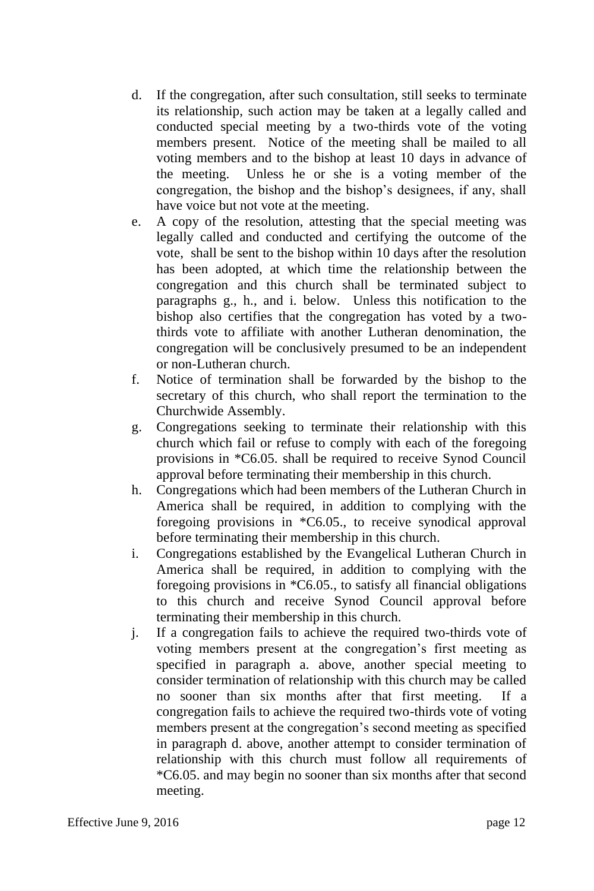d. If the congregation, after such consultation, still seeks to terminate its relationship, such action may be taken at a legally called and conducted special meeting by a two-thirds vote of the voting members present. Notice of the meeting shall be mailed to all voting members and to the bishop at least 10 days in advance of the meeting. Unless he or she is a voting member of the congregation, the bishop and the bishop's designees, if any, shall have voice but not vote at the meeting.

e. A copy of the resolution, attesting that the special meeting was legally called and conducted and certifying the outcome of the vote, shall be sent to the bishop within 10 days after the resolution has been adopted, at which time the relationship between the congregation and this church shall be terminated subject to paragraphs g., h., and i. below. Unless this notification to the bishop also certifies that the congregation has voted by a two-thirds vote to affiliate with another Lutheran denomination, the congregation will be conclusively presumed to be an independent or non-Lutheran church.

f. Notice of termination shall be forwarded by the bishop to the secretary of this church, who shall report the termination to the Churchwide Assembly.

g. Congregations seeking to terminate their relationship with this church which fail or refuse to comply with each of the foregoing provisions in *C6.05. shall be required to receive Synod Council approval before terminating their membership in this church.

h. Congregations which had been members of the Lutheran Church in America shall be required, in addition to complying with the foregoing provisions in *C6.05., to receive synodical approval before terminating their membership in this church.

i. Congregations established by the Evangelical Lutheran Church in America shall be required, in addition to complying with the foregoing provisions in *C6.05., to satisfy all financial obligations to this church and receive Synod Council approval before terminating their membership in this church.

j. If a congregation fails to achieve the required two-thirds vote of voting members present at the congregation's first meeting as specified in paragraph a. above, another special meeting to consider termination of relationship with this church may be called no sooner than six months after that first meeting. If a congregation fails to achieve the required two-thirds vote of voting members present at the congregation's second meeting as specified in paragraph d. above, another attempt to consider termination of relationship with this church must follow all requirements of *C6.05. and may begin no sooner than six months after that second meeting.

Effective June 9, 2016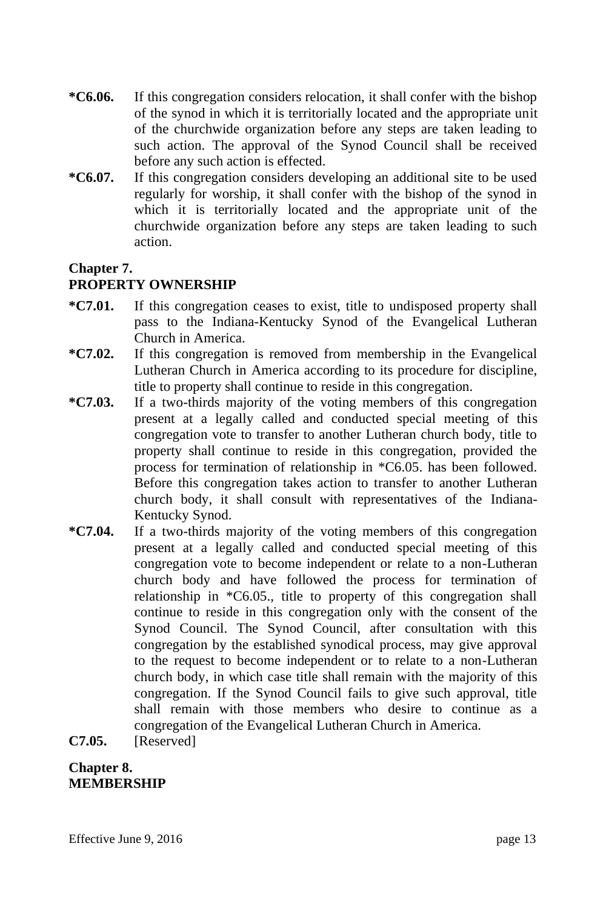**\*C6.06.** If this congregation considers relocation, it shall confer with the bishop of the synod in which it is territorially located and the appropriate unit of the churchwide organization before any steps are taken leading to such action. The approval of the Synod Council shall be received before any such action is effected.

**\*C6.07.** If this congregation considers developing an additional site to be used regularly for worship, it shall confer with the bishop of the synod in which it is territorially located and the appropriate unit of the churchwide organization before any steps are taken leading to such action.

## Chapter 7.
## PROPERTY OWNERSHIP

**\*C7.01.** If this congregation ceases to exist, title to undisposed property shall pass to the Indiana-Kentucky Synod of the Evangelical Lutheran Church in America.

**\*C7.02.** If this congregation is removed from membership in the Evangelical Lutheran Church in America according to its procedure for discipline, title to property shall continue to reside in this congregation.

**\*C7.03.** If a two-thirds majority of the voting members of this congregation present at a legally called and conducted special meeting of this congregation vote to transfer to another Lutheran church body, title to property shall continue to reside in this congregation, provided the process for termination of relationship in *C6.05. has been followed. Before this congregation takes action to transfer to another Lutheran church body, it shall consult with representatives of the Indiana-Kentucky Synod.

**\*C7.04.** If a two-thirds majority of the voting members of this congregation present at a legally called and conducted special meeting of this congregation vote to become independent or relate to a non-Lutheran church body and have followed the process for termination of relationship in *C6.05., title to property of this congregation shall continue to reside in this congregation only with the consent of the Synod Council. The Synod Council, after consultation with this congregation by the established synodical process, may give approval to the request to become independent or to relate to a non-Lutheran church body, in which case title shall remain with the majority of this congregation. If the Synod Council fails to give such approval, title shall remain with those members who desire to continue as a congregation of the Evangelical Lutheran Church in America.

**C7.05.** [Reserved]

## Chapter 8.
## MEMBERSHIP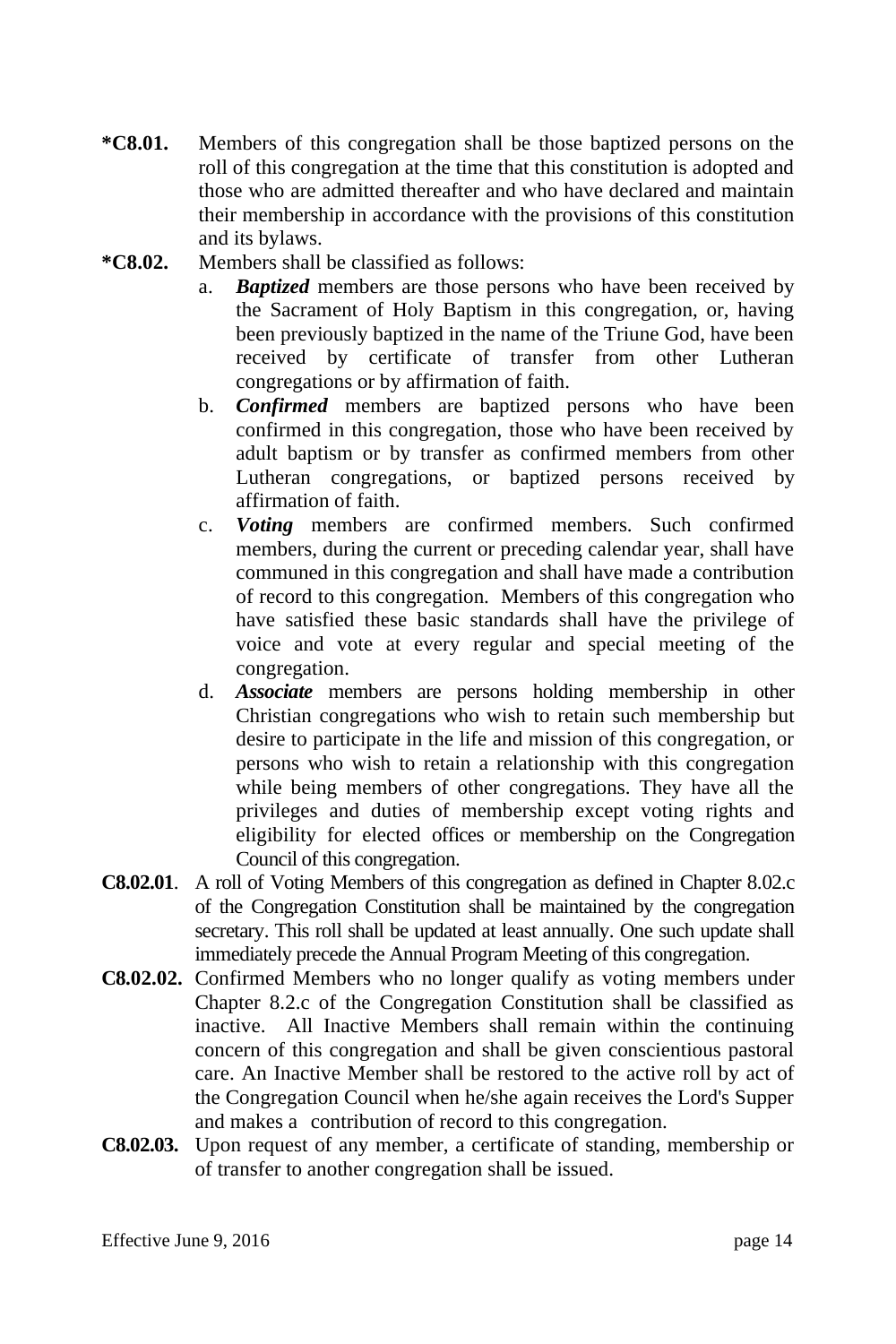**\*C8.01.** Members of this congregation shall be those baptized persons on the roll of this congregation at the time that this constitution is adopted and those who are admitted thereafter and who have declared and maintain their membership in accordance with the provisions of this constitution and its bylaws.

**\*C8.02.** Members shall be classified as follows:

a. ***Baptized*** members are those persons who have been received by the Sacrament of Holy Baptism in this congregation, or, having been previously baptized in the name of the Triune God, have been received by certificate of transfer from other Lutheran congregations or by affirmation of faith.

b. ***Confirmed*** members are baptized persons who have been confirmed in this congregation, those who have been received by adult baptism or by transfer as confirmed members from other Lutheran congregations, or baptized persons received by affirmation of faith.

c. ***Voting*** members are confirmed members. Such confirmed members, during the current or preceding calendar year, shall have communed in this congregation and shall have made a contribution of record to this congregation. Members of this congregation who have satisfied these basic standards shall have the privilege of voice and vote at every regular and special meeting of the congregation.

d. ***Associate*** members are persons holding membership in other Christian congregations who wish to retain such membership but desire to participate in the life and mission of this congregation, or persons who wish to retain a relationship with this congregation while being members of other congregations. They have all the privileges and duties of membership except voting rights and eligibility for elected offices or membership on the Congregation Council of this congregation.

**C8.02.01**. A roll of Voting Members of this congregation as defined in Chapter 8.02.c of the Congregation Constitution shall be maintained by the congregation secretary. This roll shall be updated at least annually. One such update shall immediately precede the Annual Program Meeting of this congregation.

**C8.02.02.** Confirmed Members who no longer qualify as voting members under Chapter 8.2.c of the Congregation Constitution shall be classified as inactive. All Inactive Members shall remain within the continuing concern of this congregation and shall be given conscientious pastoral care. An Inactive Member shall be restored to the active roll by act of the Congregation Council when he/she again receives the Lord's Supper and makes a contribution of record to this congregation.

**C8.02.03.** Upon request of any member, a certificate of standing, membership or of transfer to another congregation shall be issued.

Effective June 9, 2016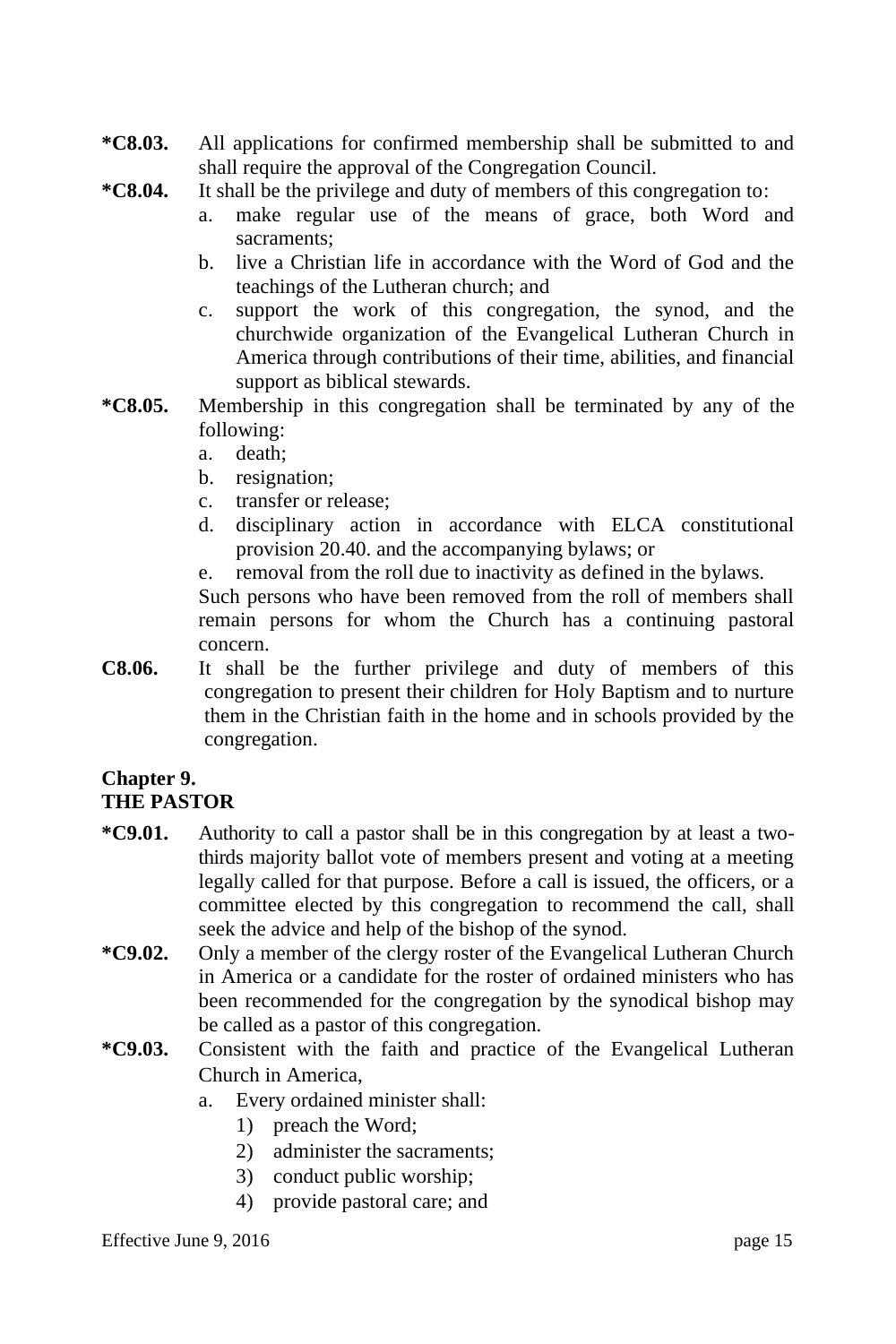**\*C8.03.** All applications for confirmed membership shall be submitted to and shall require the approval of the Congregation Council.

**\*C8.04.** It shall be the privilege and duty of members of this congregation to:

a. make regular use of the means of grace, both Word and sacraments;

b. live a Christian life in accordance with the Word of God and the teachings of the Lutheran church; and

c. support the work of this congregation, the synod, and the churchwide organization of the Evangelical Lutheran Church in America through contributions of their time, abilities, and financial support as biblical stewards.

**\*C8.05.** Membership in this congregation shall be terminated by any of the following:

a. death;

b. resignation;

c. transfer or release;

d. disciplinary action in accordance with ELCA constitutional provision 20.40. and the accompanying bylaws; or

e. removal from the roll due to inactivity as defined in the bylaws.

Such persons who have been removed from the roll of members shall remain persons for whom the Church has a continuing pastoral concern.

**C8.06.** It shall be the further privilege and duty of members of this congregation to present their children for Holy Baptism and to nurture them in the Christian faith in the home and in schools provided by the congregation.

## Chapter 9.
## THE PASTOR

**\*C9.01.** Authority to call a pastor shall be in this congregation by at least a two-thirds majority ballot vote of members present and voting at a meeting legally called for that purpose. Before a call is issued, the officers, or a committee elected by this congregation to recommend the call, shall seek the advice and help of the bishop of the synod.

**\*C9.02.** Only a member of the clergy roster of the Evangelical Lutheran Church in America or a candidate for the roster of ordained ministers who has been recommended for the congregation by the synodical bishop may be called as a pastor of this congregation.

**\*C9.03.** Consistent with the faith and practice of the Evangelical Lutheran Church in America,

a. Every ordained minister shall:

1) preach the Word;
2) administer the sacraments;
3) conduct public worship;
4) provide pastoral care; and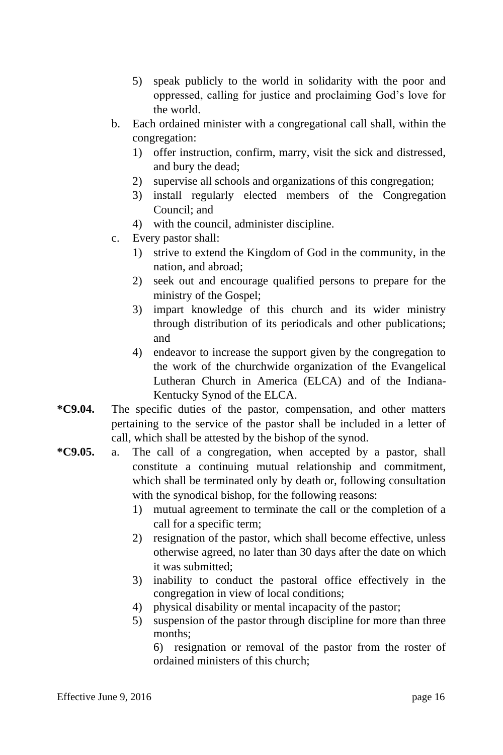5) speak publicly to the world in solidarity with the poor and oppressed, calling for justice and proclaiming God's love for the world.

  b. Each ordained minister with a congregational call shall, within the congregation:
    1) offer instruction, confirm, marry, visit the sick and distressed, and bury the dead;
    2) supervise all schools and organizations of this congregation;
    3) install regularly elected members of the Congregation Council; and
    4) with the council, administer discipline.

  c. Every pastor shall:
    1) strive to extend the Kingdom of God in the community, in the nation, and abroad;
    2) seek out and encourage qualified persons to prepare for the ministry of the Gospel;
    3) impart knowledge of this church and its wider ministry through distribution of its periodicals and other publications; and
    4) endeavor to increase the support given by the congregation to the work of the churchwide organization of the Evangelical Lutheran Church in America (ELCA) and of the Indiana-Kentucky Synod of the ELCA.

**\*C9.04.** The specific duties of the pastor, compensation, and other matters pertaining to the service of the pastor shall be included in a letter of call, which shall be attested by the bishop of the synod.

**\*C9.05.** a. The call of a congregation, when accepted by a pastor, shall constitute a continuing mutual relationship and commitment, which shall be terminated only by death or, following consultation with the synodical bishop, for the following reasons:
    1) mutual agreement to terminate the call or the completion of a call for a specific term;
    2) resignation of the pastor, which shall become effective, unless otherwise agreed, no later than 30 days after the date on which it was submitted;
    3) inability to conduct the pastoral office effectively in the congregation in view of local conditions;
    4) physical disability or mental incapacity of the pastor;
    5) suspension of the pastor through discipline for more than three months;
    6) resignation or removal of the pastor from the roster of ordained ministers of this church;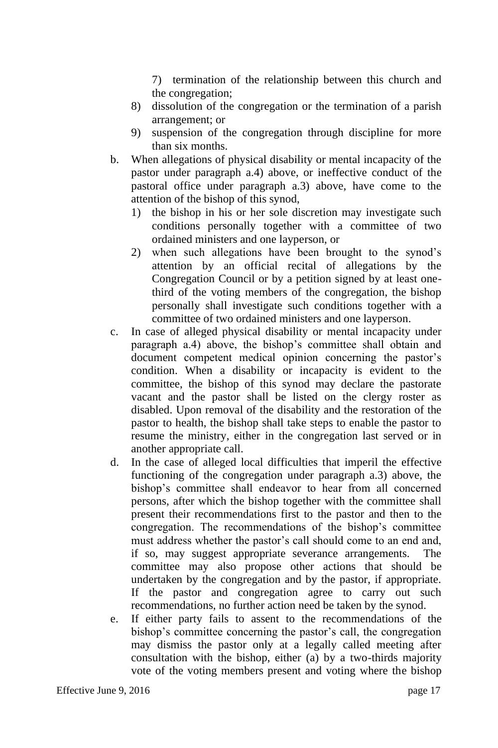7) termination of the relationship between this church and the congregation;
8) dissolution of the congregation or the termination of a parish arrangement; or
9) suspension of the congregation through discipline for more than six months.

b. When allegations of physical disability or mental incapacity of the pastor under paragraph a.4) above, or ineffective conduct of the pastoral office under paragraph a.3) above, have come to the attention of the bishop of this synod,
   1) the bishop in his or her sole discretion may investigate such conditions personally together with a committee of two ordained ministers and one layperson, or
   2) when such allegations have been brought to the synod's attention by an official recital of allegations by the Congregation Council or by a petition signed by at least one-third of the voting members of the congregation, the bishop personally shall investigate such conditions together with a committee of two ordained ministers and one layperson.

c. In case of alleged physical disability or mental incapacity under paragraph a.4) above, the bishop's committee shall obtain and document competent medical opinion concerning the pastor's condition. When a disability or incapacity is evident to the committee, the bishop of this synod may declare the pastorate vacant and the pastor shall be listed on the clergy roster as disabled. Upon removal of the disability and the restoration of the pastor to health, the bishop shall take steps to enable the pastor to resume the ministry, either in the congregation last served or in another appropriate call.

d. In the case of alleged local difficulties that imperil the effective functioning of the congregation under paragraph a.3) above, the bishop's committee shall endeavor to hear from all concerned persons, after which the bishop together with the committee shall present their recommendations first to the pastor and then to the congregation. The recommendations of the bishop's committee must address whether the pastor's call should come to an end and, if so, may suggest appropriate severance arrangements. The committee may also propose other actions that should be undertaken by the congregation and by the pastor, if appropriate. If the pastor and congregation agree to carry out such recommendations, no further action need be taken by the synod.

e. If either party fails to assent to the recommendations of the bishop's committee concerning the pastor's call, the congregation may dismiss the pastor only at a legally called meeting after consultation with the bishop, either (a) by a two-thirds majority vote of the voting members present and voting where the bishop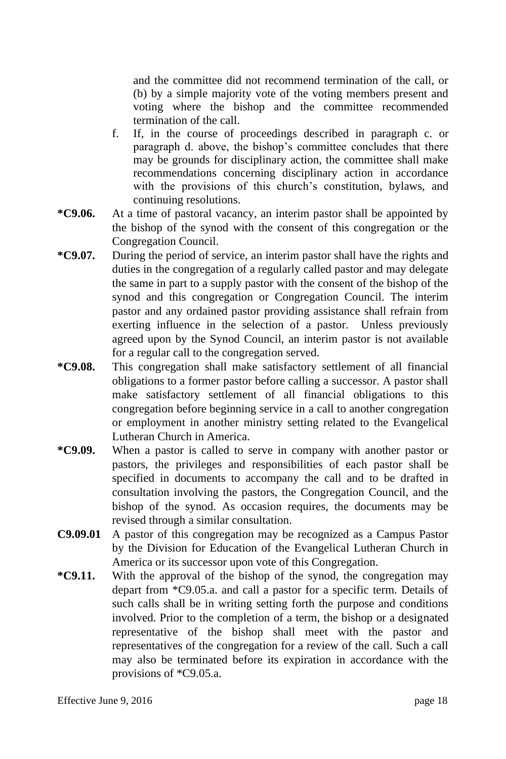and the committee did not recommend termination of the call, or (b) by a simple majority vote of the voting members present and voting where the bishop and the committee recommended termination of the call.

f. If, in the course of proceedings described in paragraph c. or paragraph d. above, the bishop's committee concludes that there may be grounds for disciplinary action, the committee shall make recommendations concerning disciplinary action in accordance with the provisions of this church's constitution, bylaws, and continuing resolutions.

**\*C9.06.** At a time of pastoral vacancy, an interim pastor shall be appointed by the bishop of the synod with the consent of this congregation or the Congregation Council.

**\*C9.07.** During the period of service, an interim pastor shall have the rights and duties in the congregation of a regularly called pastor and may delegate the same in part to a supply pastor with the consent of the bishop of the synod and this congregation or Congregation Council. The interim pastor and any ordained pastor providing assistance shall refrain from exerting influence in the selection of a pastor. Unless previously agreed upon by the Synod Council, an interim pastor is not available for a regular call to the congregation served.

**\*C9.08.** This congregation shall make satisfactory settlement of all financial obligations to a former pastor before calling a successor. A pastor shall make satisfactory settlement of all financial obligations to this congregation before beginning service in a call to another congregation or employment in another ministry setting related to the Evangelical Lutheran Church in America.

**\*C9.09.** When a pastor is called to serve in company with another pastor or pastors, the privileges and responsibilities of each pastor shall be specified in documents to accompany the call and to be drafted in consultation involving the pastors, the Congregation Council, and the bishop of the synod. As occasion requires, the documents may be revised through a similar consultation.

**C9.09.01** A pastor of this congregation may be recognized as a Campus Pastor by the Division for Education of the Evangelical Lutheran Church in America or its successor upon vote of this Congregation.

**\*C9.11.** With the approval of the bishop of the synod, the congregation may depart from \*C9.05.a. and call a pastor for a specific term. Details of such calls shall be in writing setting forth the purpose and conditions involved. Prior to the completion of a term, the bishop or a designated representative of the bishop shall meet with the pastor and representatives of the congregation for a review of the call. Such a call may also be terminated before its expiration in accordance with the provisions of \*C9.05.a.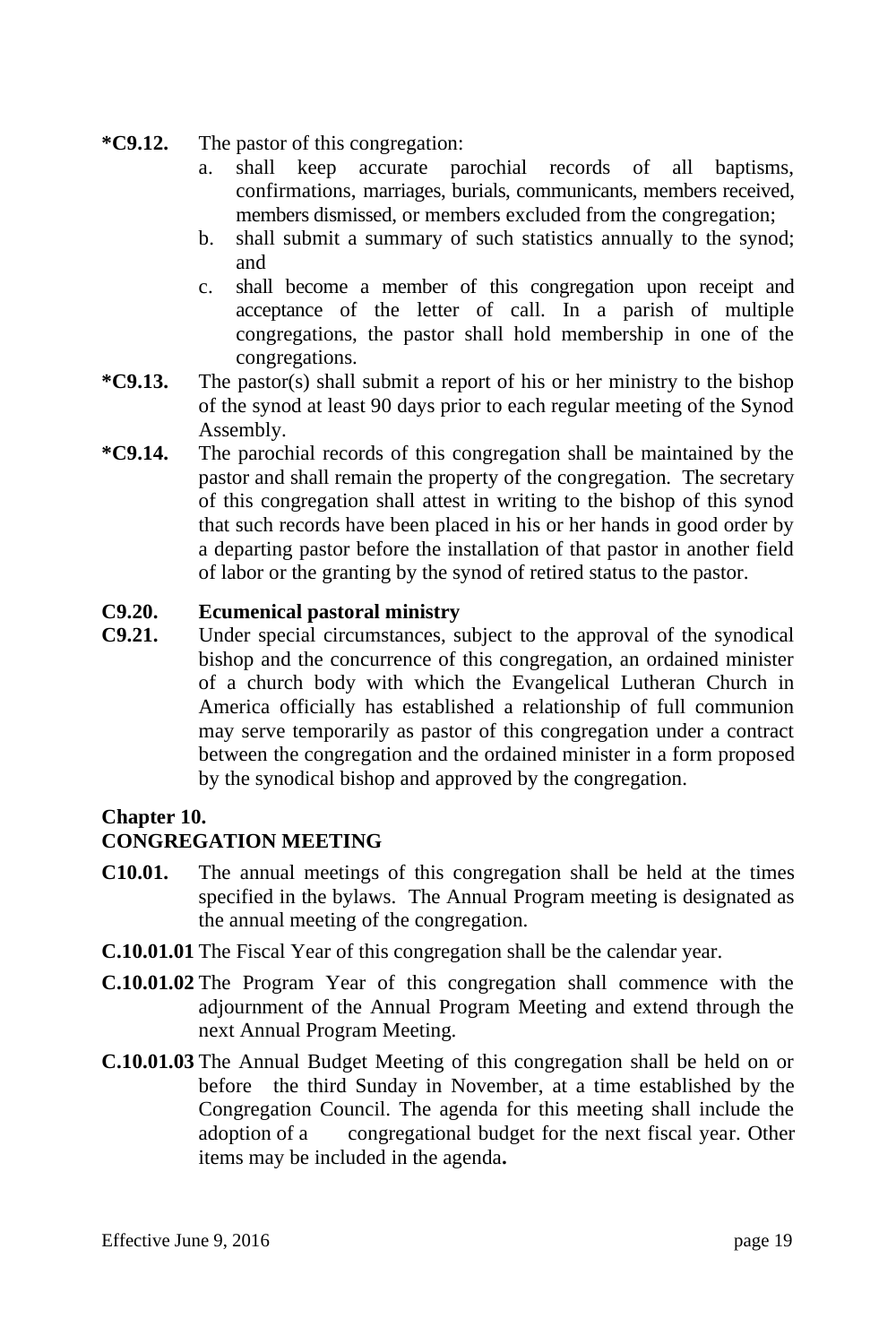**\*C9.12.** The pastor of this congregation:

a. shall keep accurate parochial records of all baptisms, confirmations, marriages, burials, communicants, members received, members dismissed, or members excluded from the congregation;

b. shall submit a summary of such statistics annually to the synod; and

c. shall become a member of this congregation upon receipt and acceptance of the letter of call. In a parish of multiple congregations, the pastor shall hold membership in one of the congregations.

**\*C9.13.** The pastor(s) shall submit a report of his or her ministry to the bishop of the synod at least 90 days prior to each regular meeting of the Synod Assembly.

**\*C9.14.** The parochial records of this congregation shall be maintained by the pastor and shall remain the property of the congregation. The secretary of this congregation shall attest in writing to the bishop of this synod that such records have been placed in his or her hands in good order by a departing pastor before the installation of that pastor in another field of labor or the granting by the synod of retired status to the pastor.

**C9.20. Ecumenical pastoral ministry**

**C9.21.** Under special circumstances, subject to the approval of the synodical bishop and the concurrence of this congregation, an ordained minister of a church body with which the Evangelical Lutheran Church in America officially has established a relationship of full communion may serve temporarily as pastor of this congregation under a contract between the congregation and the ordained minister in a form proposed by the synodical bishop and approved by the congregation.

## Chapter 10.
## CONGREGATION MEETING

**C10.01.** The annual meetings of this congregation shall be held at the times specified in the bylaws. The Annual Program meeting is designated as the annual meeting of the congregation.

**C.10.01.01** The Fiscal Year of this congregation shall be the calendar year.

**C.10.01.02** The Program Year of this congregation shall commence with the adjournment of the Annual Program Meeting and extend through the next Annual Program Meeting.

**C.10.01.03** The Annual Budget Meeting of this congregation shall be held on or before the third Sunday in November, at a time established by the Congregation Council. The agenda for this meeting shall include the adoption of a congregational budget for the next fiscal year. Other items may be included in the agenda**.**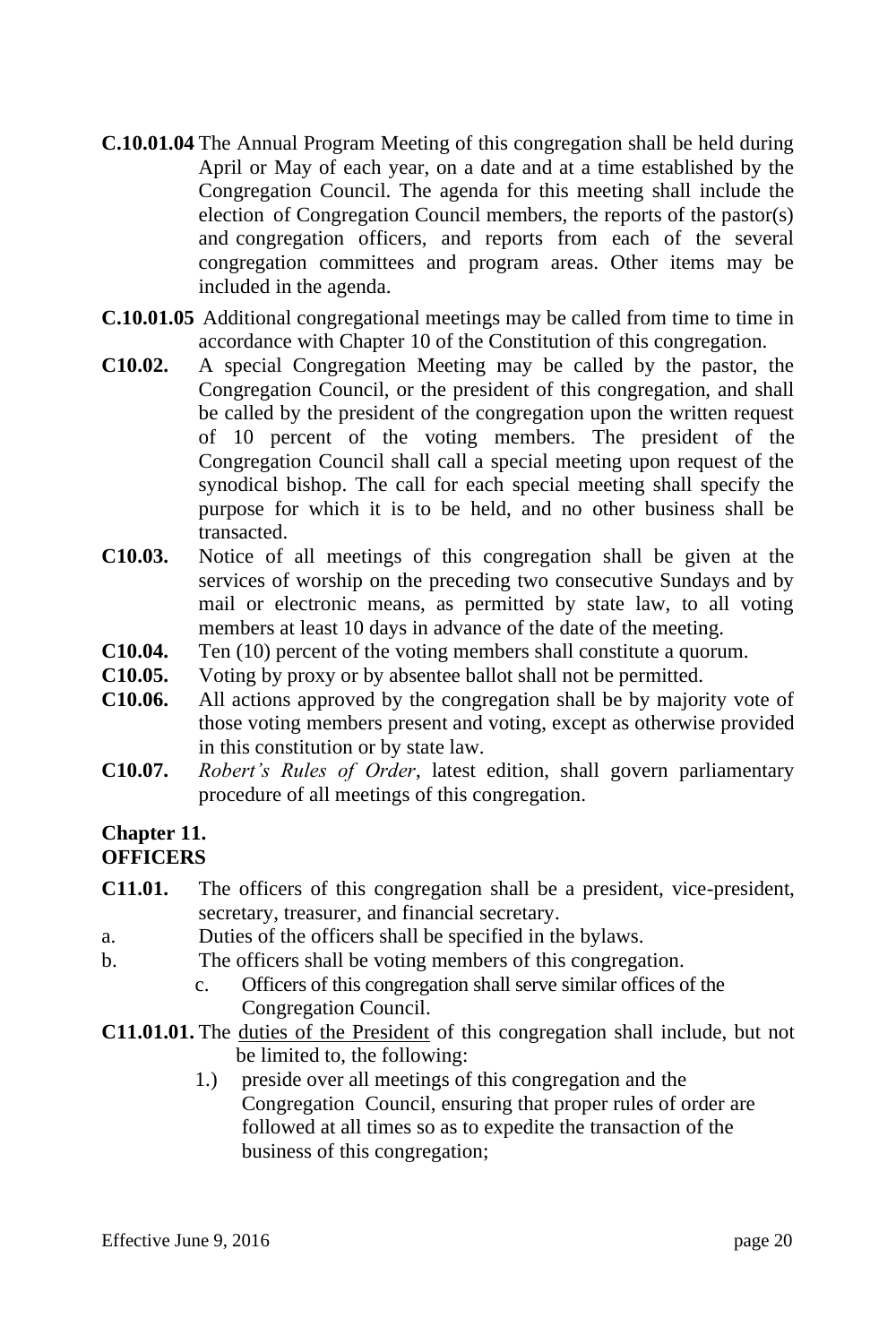**C.10.01.04** The Annual Program Meeting of this congregation shall be held during April or May of each year, on a date and at a time established by the Congregation Council. The agenda for this meeting shall include the election of Congregation Council members, the reports of the pastor(s) and congregation officers, and reports from each of the several congregation committees and program areas. Other items may be included in the agenda.

**C.10.01.05** Additional congregational meetings may be called from time to time in accordance with Chapter 10 of the Constitution of this congregation.

**C10.02.** A special Congregation Meeting may be called by the pastor, the Congregation Council, or the president of this congregation, and shall be called by the president of the congregation upon the written request of 10 percent of the voting members. The president of the Congregation Council shall call a special meeting upon request of the synodical bishop. The call for each special meeting shall specify the purpose for which it is to be held, and no other business shall be transacted.

**C10.03.** Notice of all meetings of this congregation shall be given at the services of worship on the preceding two consecutive Sundays and by mail or electronic means, as permitted by state law, to all voting members at least 10 days in advance of the date of the meeting.

**C10.04.** Ten (10) percent of the voting members shall constitute a quorum.

**C10.05.** Voting by proxy or by absentee ballot shall not be permitted.

**C10.06.** All actions approved by the congregation shall be by majority vote of those voting members present and voting, except as otherwise provided in this constitution or by state law.

**C10.07.** *Robert's Rules of Order*, latest edition, shall govern parliamentary procedure of all meetings of this congregation.

## Chapter 11.
## OFFICERS

**C11.01.** The officers of this congregation shall be a president, vice-president, secretary, treasurer, and financial secretary.

a. Duties of the officers shall be specified in the bylaws.

b. The officers shall be voting members of this congregation.

c. Officers of this congregation shall serve similar offices of the Congregation Council.

**C11.01.01.** The duties of the President of this congregation shall include, but not be limited to, the following:

1.) preside over all meetings of this congregation and the Congregation Council, ensuring that proper rules of order are followed at all times so as to expedite the transaction of the business of this congregation;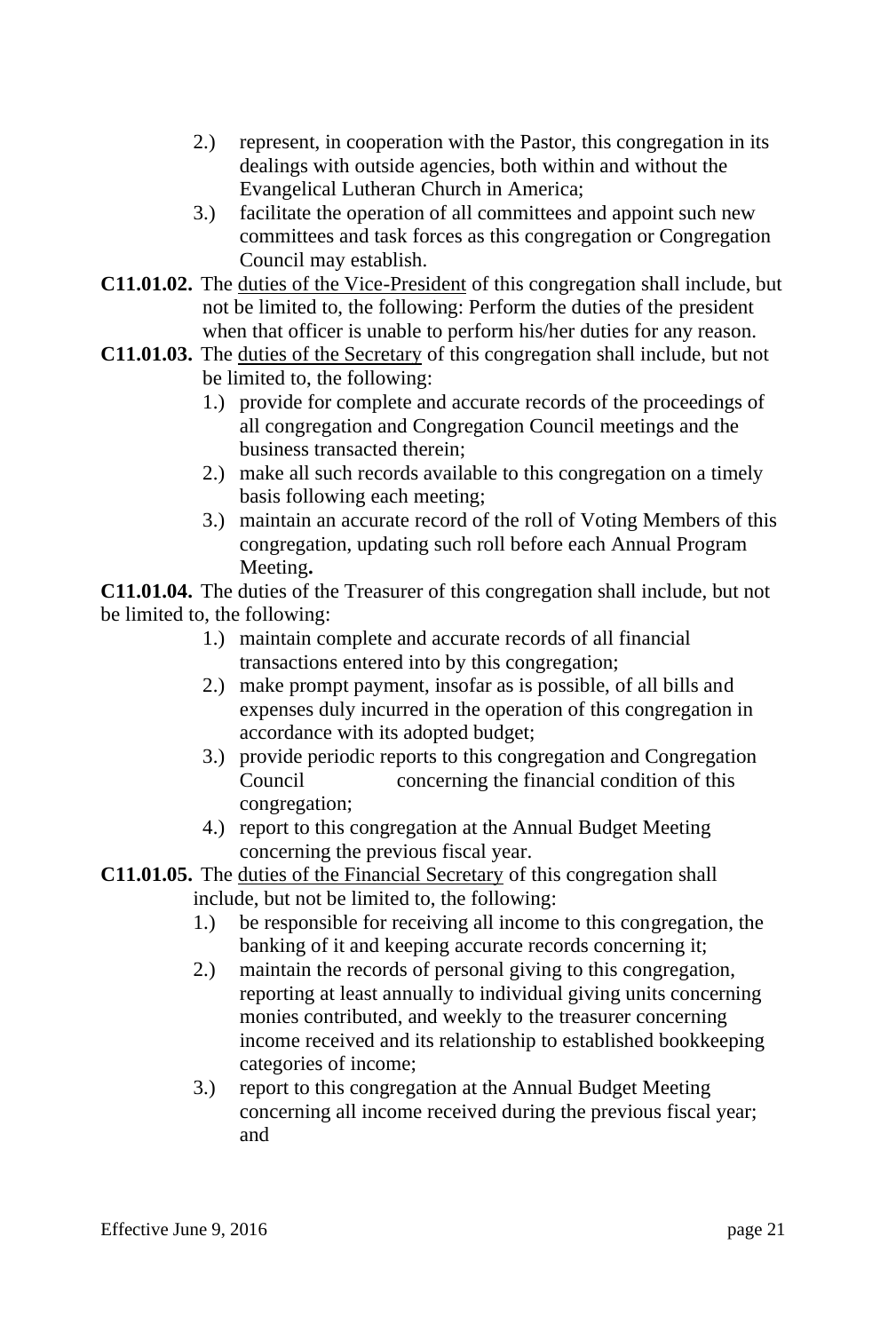2.) represent, in cooperation with the Pastor, this congregation in its dealings with outside agencies, both within and without the Evangelical Lutheran Church in America;

3.) facilitate the operation of all committees and appoint such new committees and task forces as this congregation or Congregation Council may establish.

**C11.01.02.** The duties of the Vice-President of this congregation shall include, but not be limited to, the following: Perform the duties of the president when that officer is unable to perform his/her duties for any reason.

**C11.01.03.** The duties of the Secretary of this congregation shall include, but not be limited to, the following:

1.) provide for complete and accurate records of the proceedings of all congregation and Congregation Council meetings and the business transacted therein;

2.) make all such records available to this congregation on a timely basis following each meeting;

3.) maintain an accurate record of the roll of Voting Members of this congregation, updating such roll before each Annual Program Meeting**.**

**C11.01.04.** The duties of the Treasurer of this congregation shall include, but not be limited to, the following:

1.) maintain complete and accurate records of all financial transactions entered into by this congregation;

2.) make prompt payment, insofar as is possible, of all bills and expenses duly incurred in the operation of this congregation in accordance with its adopted budget;

3.) provide periodic reports to this congregation and Congregation Council concerning the financial condition of this congregation;

4.) report to this congregation at the Annual Budget Meeting concerning the previous fiscal year.

**C11.01.05.** The duties of the Financial Secretary of this congregation shall include, but not be limited to, the following:

1.) be responsible for receiving all income to this congregation, the banking of it and keeping accurate records concerning it;

2.) maintain the records of personal giving to this congregation, reporting at least annually to individual giving units concerning monies contributed, and weekly to the treasurer concerning income received and its relationship to established bookkeeping categories of income;

3.) report to this congregation at the Annual Budget Meeting concerning all income received during the previous fiscal year; and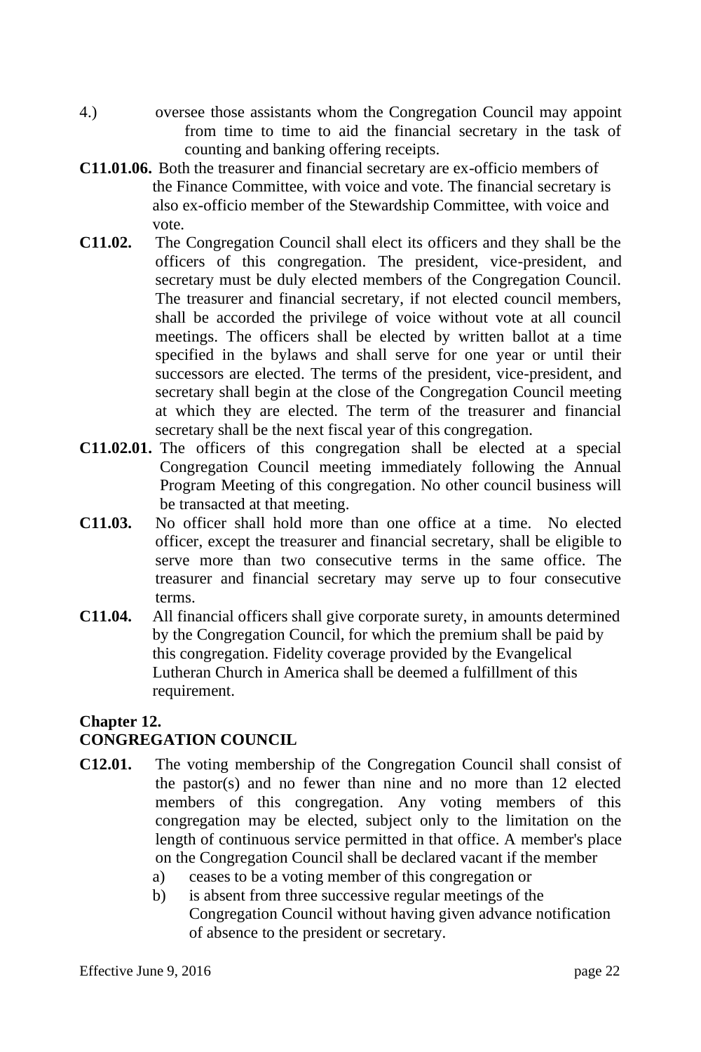4.) oversee those assistants whom the Congregation Council may appoint from time to time to aid the financial secretary in the task of counting and banking offering receipts.

**C11.01.06.** Both the treasurer and financial secretary are ex-officio members of the Finance Committee, with voice and vote. The financial secretary is also ex-officio member of the Stewardship Committee, with voice and vote.

**C11.02.** The Congregation Council shall elect its officers and they shall be the officers of this congregation. The president, vice-president, and secretary must be duly elected members of the Congregation Council. The treasurer and financial secretary, if not elected council members, shall be accorded the privilege of voice without vote at all council meetings. The officers shall be elected by written ballot at a time specified in the bylaws and shall serve for one year or until their successors are elected. The terms of the president, vice-president, and secretary shall begin at the close of the Congregation Council meeting at which they are elected. The term of the treasurer and financial secretary shall be the next fiscal year of this congregation.

**C11.02.01.** The officers of this congregation shall be elected at a special Congregation Council meeting immediately following the Annual Program Meeting of this congregation. No other council business will be transacted at that meeting.

**C11.03.** No officer shall hold more than one office at a time. No elected officer, except the treasurer and financial secretary, shall be eligible to serve more than two consecutive terms in the same office. The treasurer and financial secretary may serve up to four consecutive terms.

**C11.04.** All financial officers shall give corporate surety, in amounts determined by the Congregation Council, for which the premium shall be paid by this congregation. Fidelity coverage provided by the Evangelical Lutheran Church in America shall be deemed a fulfillment of this requirement.

## Chapter 12.
## CONGREGATION COUNCIL

**C12.01.** The voting membership of the Congregation Council shall consist of the pastor(s) and no fewer than nine and no more than 12 elected members of this congregation. Any voting members of this congregation may be elected, subject only to the limitation on the length of continuous service permitted in that office. A member's place on the Congregation Council shall be declared vacant if the member

a) ceases to be a voting member of this congregation or
b) is absent from three successive regular meetings of the Congregation Council without having given advance notification of absence to the president or secretary.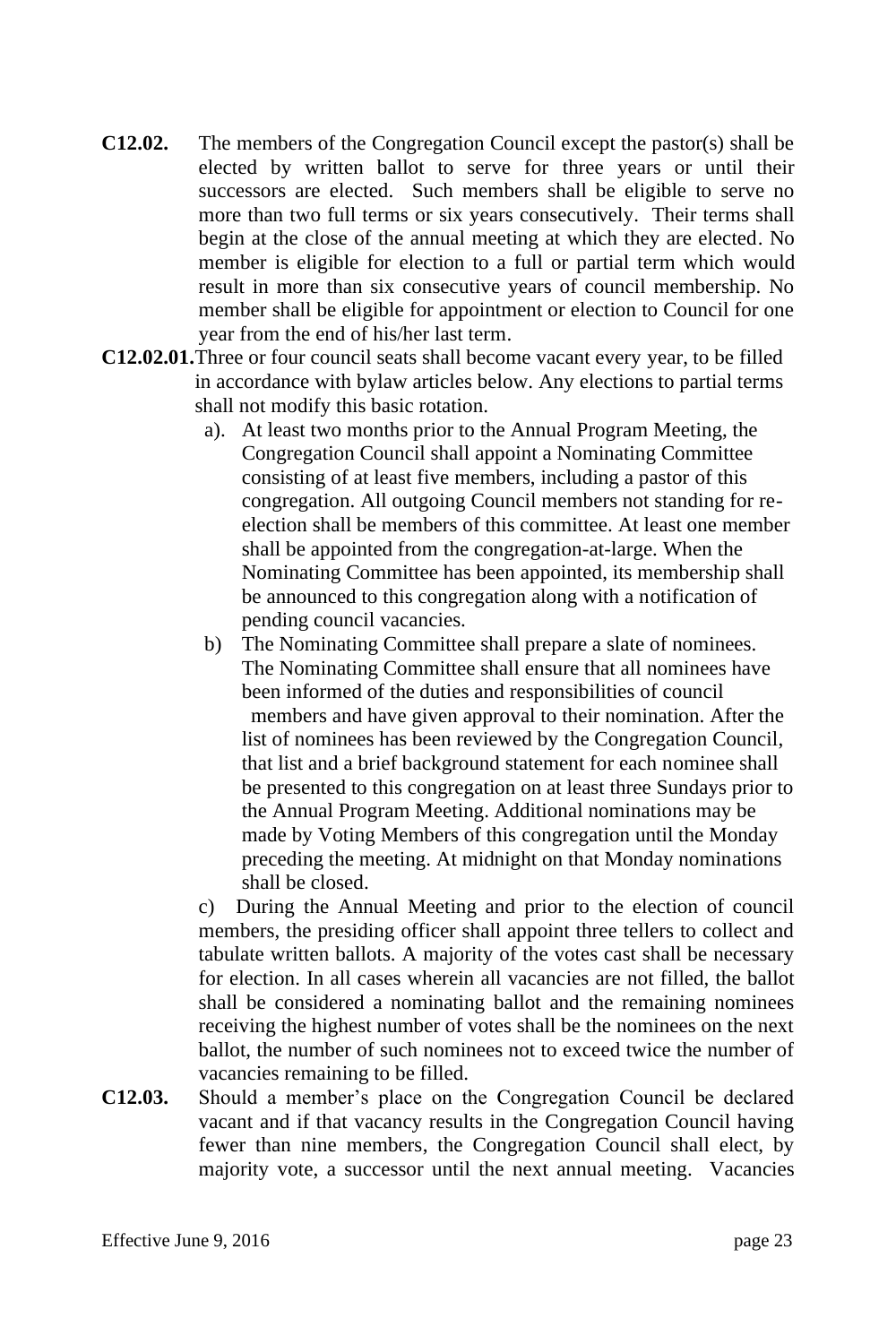**C12.02.** The members of the Congregation Council except the pastor(s) shall be elected by written ballot to serve for three years or until their successors are elected. Such members shall be eligible to serve no more than two full terms or six years consecutively. Their terms shall begin at the close of the annual meeting at which they are elected. No member is eligible for election to a full or partial term which would result in more than six consecutive years of council membership. No member shall be eligible for appointment or election to Council for one year from the end of his/her last term.

**C12.02.01.** Three or four council seats shall become vacant every year, to be filled in accordance with bylaw articles below. Any elections to partial terms shall not modify this basic rotation.

a). At least two months prior to the Annual Program Meeting, the Congregation Council shall appoint a Nominating Committee consisting of at least five members, including a pastor of this congregation. All outgoing Council members not standing for re-election shall be members of this committee. At least one member shall be appointed from the congregation-at-large. When the Nominating Committee has been appointed, its membership shall be announced to this congregation along with a notification of pending council vacancies.

b) The Nominating Committee shall prepare a slate of nominees. The Nominating Committee shall ensure that all nominees have been informed of the duties and responsibilities of council members and have given approval to their nomination. After the list of nominees has been reviewed by the Congregation Council, that list and a brief background statement for each nominee shall be presented to this congregation on at least three Sundays prior to the Annual Program Meeting. Additional nominations may be made by Voting Members of this congregation until the Monday preceding the meeting. At midnight on that Monday nominations shall be closed.

c) During the Annual Meeting and prior to the election of council members, the presiding officer shall appoint three tellers to collect and tabulate written ballots. A majority of the votes cast shall be necessary for election. In all cases wherein all vacancies are not filled, the ballot shall be considered a nominating ballot and the remaining nominees receiving the highest number of votes shall be the nominees on the next ballot, the number of such nominees not to exceed twice the number of vacancies remaining to be filled.

**C12.03.** Should a member's place on the Congregation Council be declared vacant and if that vacancy results in the Congregation Council having fewer than nine members, the Congregation Council shall elect, by majority vote, a successor until the next annual meeting. Vacancies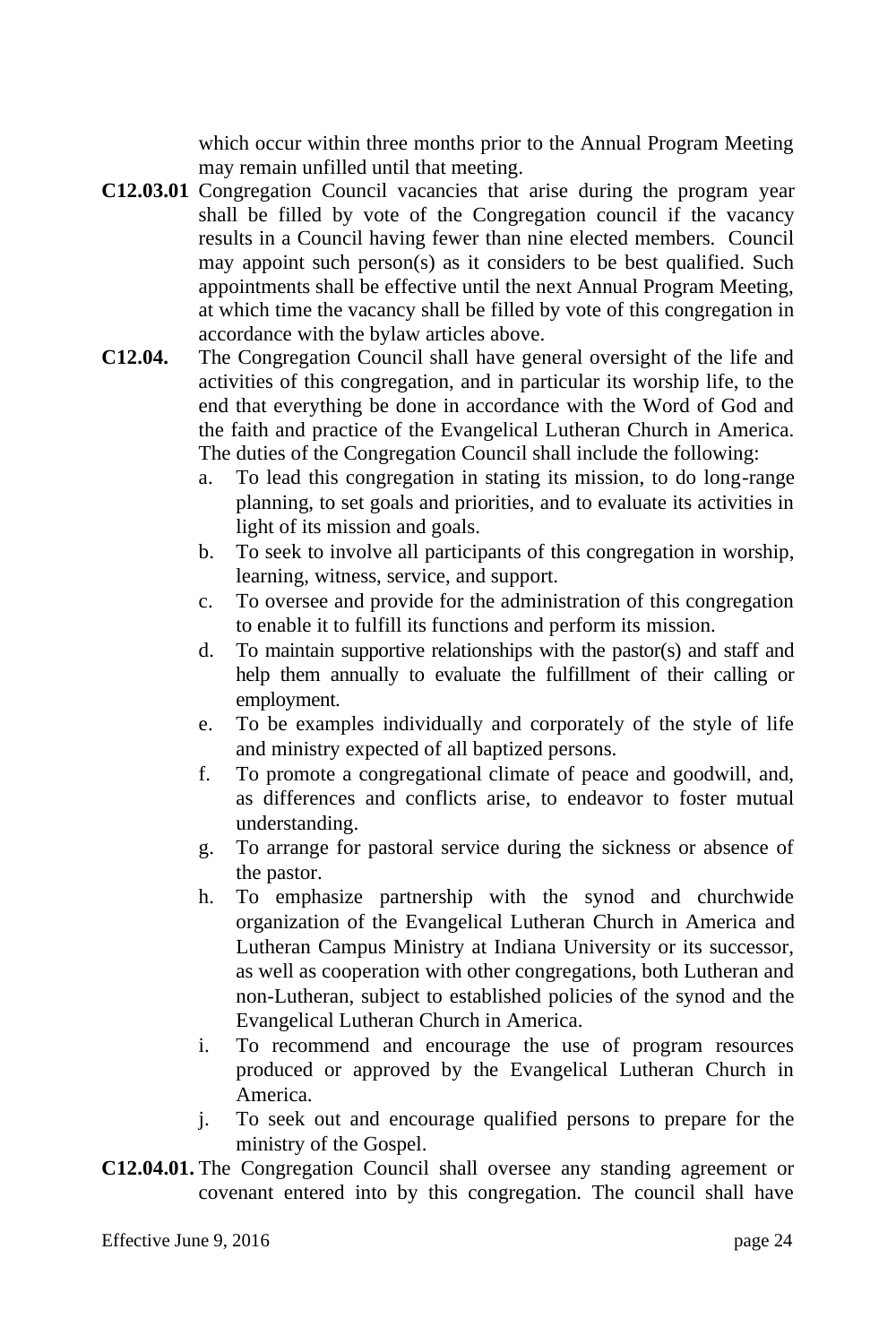which occur within three months prior to the Annual Program Meeting may remain unfilled until that meeting.

**C12.03.01** Congregation Council vacancies that arise during the program year shall be filled by vote of the Congregation council if the vacancy results in a Council having fewer than nine elected members. Council may appoint such person(s) as it considers to be best qualified. Such appointments shall be effective until the next Annual Program Meeting, at which time the vacancy shall be filled by vote of this congregation in accordance with the bylaw articles above.

**C12.04.** The Congregation Council shall have general oversight of the life and activities of this congregation, and in particular its worship life, to the end that everything be done in accordance with the Word of God and the faith and practice of the Evangelical Lutheran Church in America. The duties of the Congregation Council shall include the following:

a. To lead this congregation in stating its mission, to do long-range planning, to set goals and priorities, and to evaluate its activities in light of its mission and goals.
b. To seek to involve all participants of this congregation in worship, learning, witness, service, and support.
c. To oversee and provide for the administration of this congregation to enable it to fulfill its functions and perform its mission.
d. To maintain supportive relationships with the pastor(s) and staff and help them annually to evaluate the fulfillment of their calling or employment.
e. To be examples individually and corporately of the style of life and ministry expected of all baptized persons.
f. To promote a congregational climate of peace and goodwill, and, as differences and conflicts arise, to endeavor to foster mutual understanding.
g. To arrange for pastoral service during the sickness or absence of the pastor.
h. To emphasize partnership with the synod and churchwide organization of the Evangelical Lutheran Church in America and Lutheran Campus Ministry at Indiana University or its successor, as well as cooperation with other congregations, both Lutheran and non-Lutheran, subject to established policies of the synod and the Evangelical Lutheran Church in America.
i. To recommend and encourage the use of program resources produced or approved by the Evangelical Lutheran Church in America.
j. To seek out and encourage qualified persons to prepare for the ministry of the Gospel.

**C12.04.01.** The Congregation Council shall oversee any standing agreement or covenant entered into by this congregation. The council shall have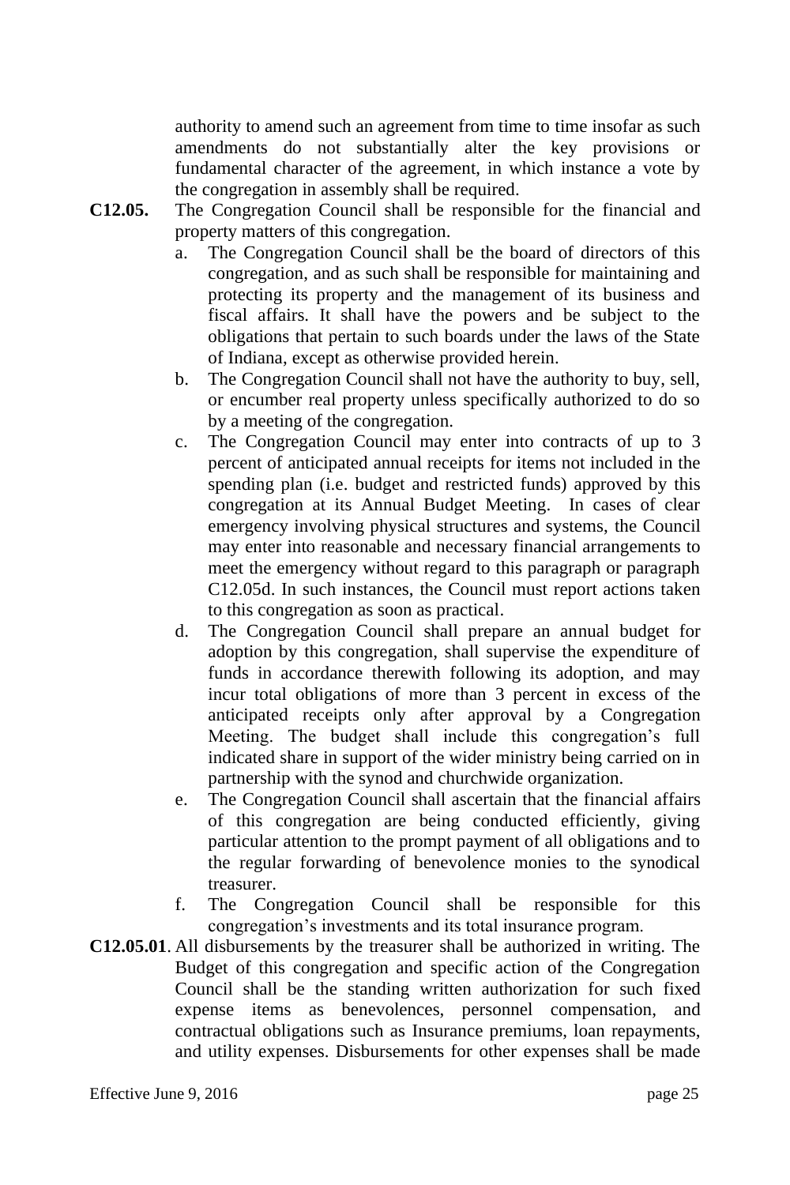authority to amend such an agreement from time to time insofar as such amendments do not substantially alter the key provisions or fundamental character of the agreement, in which instance a vote by the congregation in assembly shall be required.

**C12.05.** The Congregation Council shall be responsible for the financial and property matters of this congregation.

a. The Congregation Council shall be the board of directors of this congregation, and as such shall be responsible for maintaining and protecting its property and the management of its business and fiscal affairs. It shall have the powers and be subject to the obligations that pertain to such boards under the laws of the State of Indiana, except as otherwise provided herein.

b. The Congregation Council shall not have the authority to buy, sell, or encumber real property unless specifically authorized to do so by a meeting of the congregation.

c. The Congregation Council may enter into contracts of up to 3 percent of anticipated annual receipts for items not included in the spending plan (i.e. budget and restricted funds) approved by this congregation at its Annual Budget Meeting. In cases of clear emergency involving physical structures and systems, the Council may enter into reasonable and necessary financial arrangements to meet the emergency without regard to this paragraph or paragraph C12.05d. In such instances, the Council must report actions taken to this congregation as soon as practical.

d. The Congregation Council shall prepare an annual budget for adoption by this congregation, shall supervise the expenditure of funds in accordance therewith following its adoption, and may incur total obligations of more than 3 percent in excess of the anticipated receipts only after approval by a Congregation Meeting. The budget shall include this congregation's full indicated share in support of the wider ministry being carried on in partnership with the synod and churchwide organization.

e. The Congregation Council shall ascertain that the financial affairs of this congregation are being conducted efficiently, giving particular attention to the prompt payment of all obligations and to the regular forwarding of benevolence monies to the synodical treasurer.

f. The Congregation Council shall be responsible for this congregation's investments and its total insurance program.

**C12.05.01**. All disbursements by the treasurer shall be authorized in writing. The Budget of this congregation and specific action of the Congregation Council shall be the standing written authorization for such fixed expense items as benevolences, personnel compensation, and contractual obligations such as Insurance premiums, loan repayments, and utility expenses. Disbursements for other expenses shall be made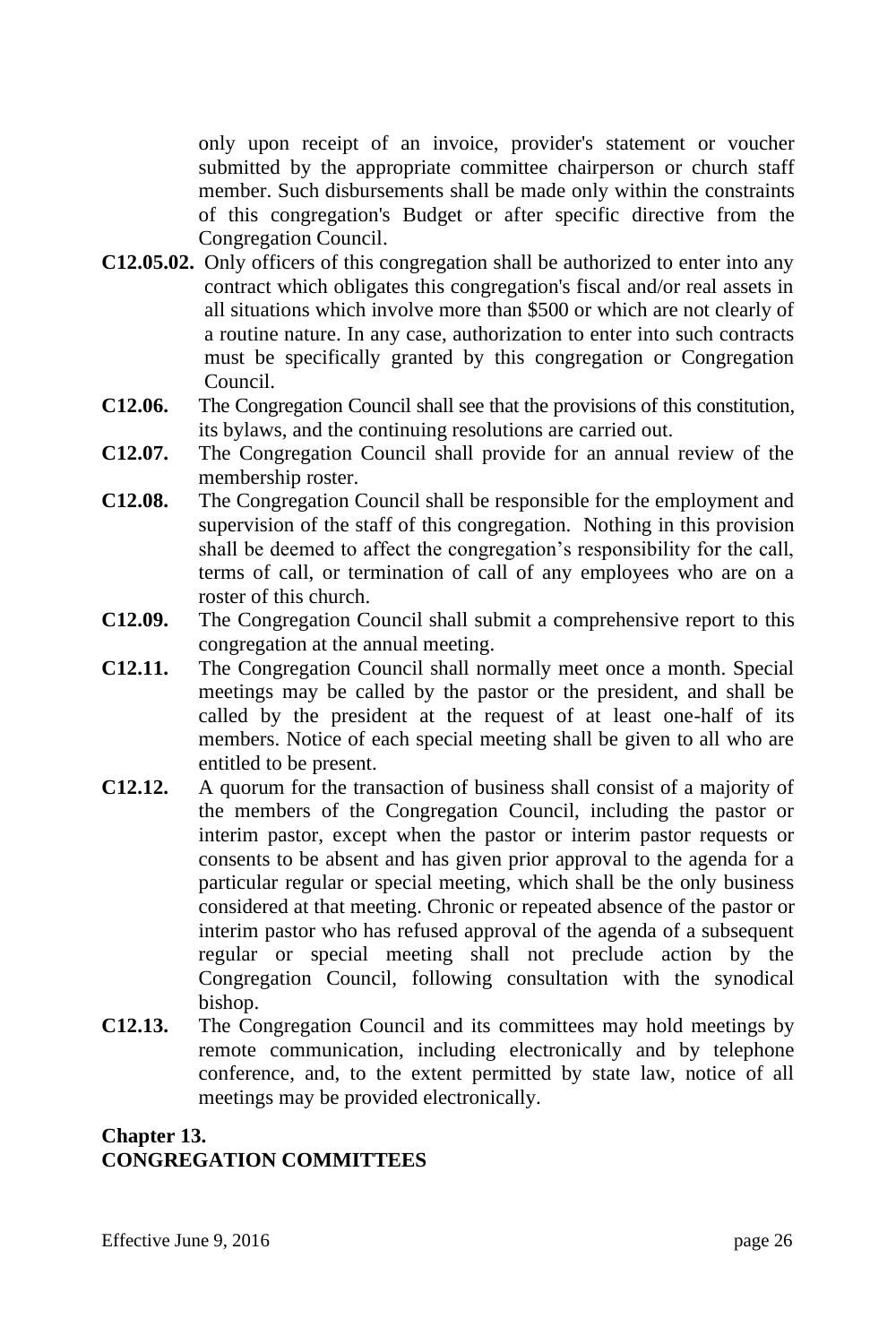only upon receipt of an invoice, provider's statement or voucher submitted by the appropriate committee chairperson or church staff member. Such disbursements shall be made only within the constraints of this congregation's Budget or after specific directive from the Congregation Council.

**C12.05.02.** Only officers of this congregation shall be authorized to enter into any contract which obligates this congregation's fiscal and/or real assets in all situations which involve more than $500 or which are not clearly of a routine nature. In any case, authorization to enter into such contracts must be specifically granted by this congregation or Congregation Council.

**C12.06.** The Congregation Council shall see that the provisions of this constitution, its bylaws, and the continuing resolutions are carried out.

**C12.07.** The Congregation Council shall provide for an annual review of the membership roster.

**C12.08.** The Congregation Council shall be responsible for the employment and supervision of the staff of this congregation. Nothing in this provision shall be deemed to affect the congregation's responsibility for the call, terms of call, or termination of call of any employees who are on a roster of this church.

**C12.09.** The Congregation Council shall submit a comprehensive report to this congregation at the annual meeting.

**C12.11.** The Congregation Council shall normally meet once a month. Special meetings may be called by the pastor or the president, and shall be called by the president at the request of at least one-half of its members. Notice of each special meeting shall be given to all who are entitled to be present.

**C12.12.** A quorum for the transaction of business shall consist of a majority of the members of the Congregation Council, including the pastor or interim pastor, except when the pastor or interim pastor requests or consents to be absent and has given prior approval to the agenda for a particular regular or special meeting, which shall be the only business considered at that meeting. Chronic or repeated absence of the pastor or interim pastor who has refused approval of the agenda of a subsequent regular or special meeting shall not preclude action by the Congregation Council, following consultation with the synodical bishop.

**C12.13.** The Congregation Council and its committees may hold meetings by remote communication, including electronically and by telephone conference, and, to the extent permitted by state law, notice of all meetings may be provided electronically.

## Chapter 13.
## CONGREGATION COMMITTEES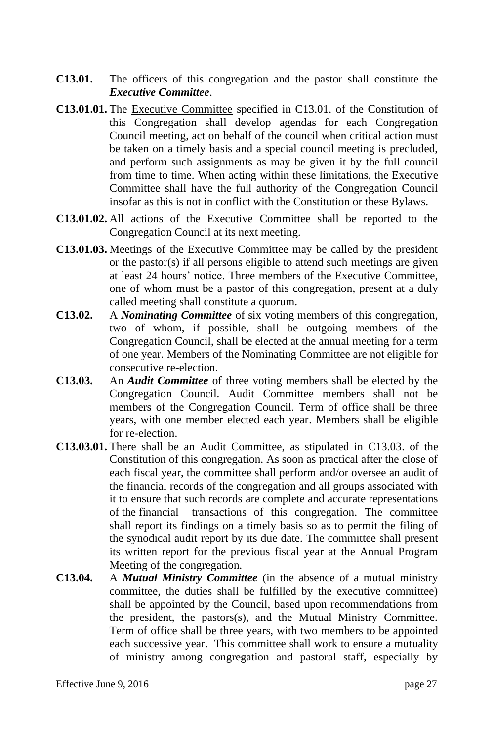**C13.01.** The officers of this congregation and the pastor shall constitute the ***Executive Committee***.

**C13.01.01.** The Executive Committee specified in C13.01. of the Constitution of this Congregation shall develop agendas for each Congregation Council meeting, act on behalf of the council when critical action must be taken on a timely basis and a special council meeting is precluded, and perform such assignments as may be given it by the full council from time to time. When acting within these limitations, the Executive Committee shall have the full authority of the Congregation Council insofar as this is not in conflict with the Constitution or these Bylaws.

**C13.01.02.** All actions of the Executive Committee shall be reported to the Congregation Council at its next meeting.

**C13.01.03.** Meetings of the Executive Committee may be called by the president or the pastor(s) if all persons eligible to attend such meetings are given at least 24 hours' notice. Three members of the Executive Committee, one of whom must be a pastor of this congregation, present at a duly called meeting shall constitute a quorum.

**C13.02.** A ***Nominating Committee*** of six voting members of this congregation, two of whom, if possible, shall be outgoing members of the Congregation Council, shall be elected at the annual meeting for a term of one year. Members of the Nominating Committee are not eligible for consecutive re-election.

**C13.03.** An ***Audit Committee*** of three voting members shall be elected by the Congregation Council. Audit Committee members shall not be members of the Congregation Council. Term of office shall be three years, with one member elected each year. Members shall be eligible for re-election.

**C13.03.01.** There shall be an Audit Committee, as stipulated in C13.03. of the Constitution of this congregation. As soon as practical after the close of each fiscal year, the committee shall perform and/or oversee an audit of the financial records of the congregation and all groups associated with it to ensure that such records are complete and accurate representations of the financial transactions of this congregation. The committee shall report its findings on a timely basis so as to permit the filing of the synodical audit report by its due date. The committee shall present its written report for the previous fiscal year at the Annual Program Meeting of the congregation.

**C13.04.** A ***Mutual Ministry Committee*** (in the absence of a mutual ministry committee, the duties shall be fulfilled by the executive committee) shall be appointed by the Council, based upon recommendations from the president, the pastors(s), and the Mutual Ministry Committee. Term of office shall be three years, with two members to be appointed each successive year. This committee shall work to ensure a mutuality of ministry among congregation and pastoral staff, especially by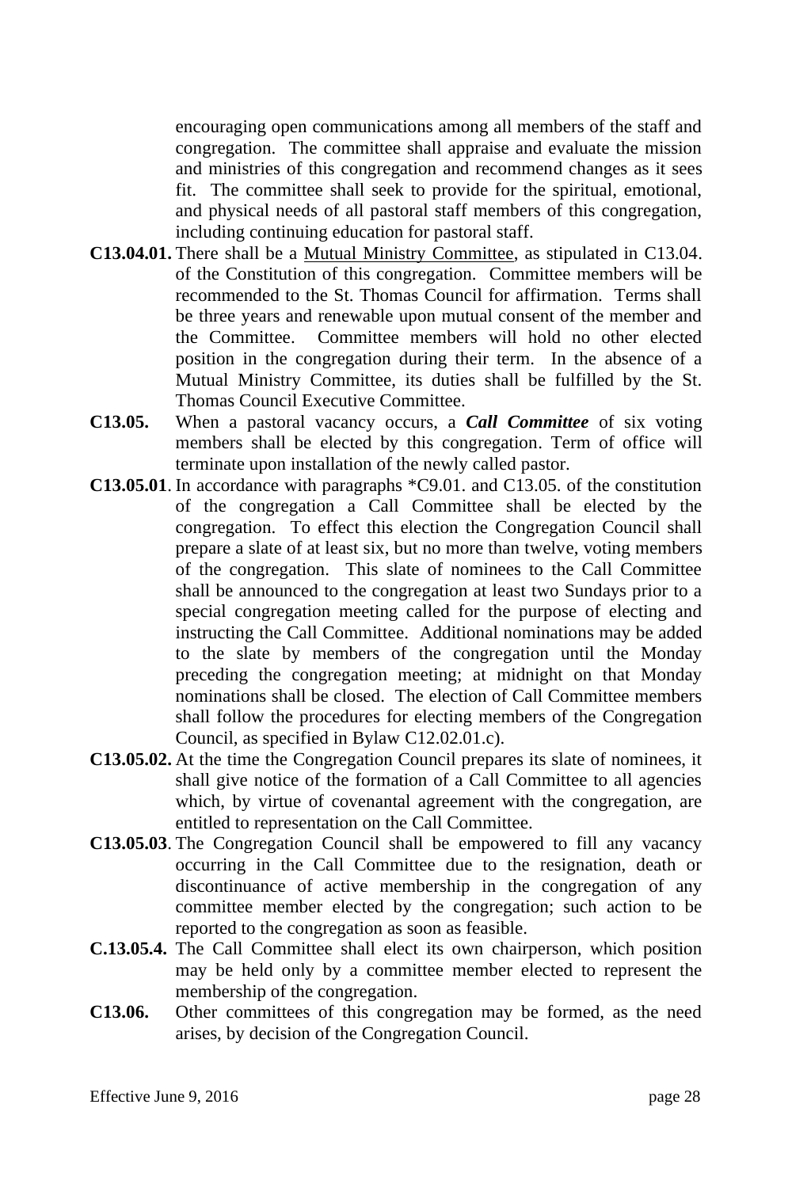encouraging open communications among all members of the staff and congregation. The committee shall appraise and evaluate the mission and ministries of this congregation and recommend changes as it sees fit. The committee shall seek to provide for the spiritual, emotional, and physical needs of all pastoral staff members of this congregation, including continuing education for pastoral staff.

**C13.04.01.** There shall be a <u>Mutual Ministry Committee</u>, as stipulated in C13.04. of the Constitution of this congregation. Committee members will be recommended to the St. Thomas Council for affirmation. Terms shall be three years and renewable upon mutual consent of the member and the Committee. Committee members will hold no other elected position in the congregation during their term. In the absence of a Mutual Ministry Committee, its duties shall be fulfilled by the St. Thomas Council Executive Committee.

**C13.05.** When a pastoral vacancy occurs, a ***Call Committee*** of six voting members shall be elected by this congregation. Term of office will terminate upon installation of the newly called pastor.

**C13.05.01**. In accordance with paragraphs *C9.01. and C13.05. of the constitution of the congregation a Call Committee shall be elected by the congregation. To effect this election the Congregation Council shall prepare a slate of at least six, but no more than twelve, voting members of the congregation. This slate of nominees to the Call Committee shall be announced to the congregation at least two Sundays prior to a special congregation meeting called for the purpose of electing and instructing the Call Committee. Additional nominations may be added to the slate by members of the congregation until the Monday preceding the congregation meeting; at midnight on that Monday nominations shall be closed. The election of Call Committee members shall follow the procedures for electing members of the Congregation Council, as specified in Bylaw C12.02.01.c).

**C13.05.02.** At the time the Congregation Council prepares its slate of nominees, it shall give notice of the formation of a Call Committee to all agencies which, by virtue of covenantal agreement with the congregation, are entitled to representation on the Call Committee.

**C13.05.03**. The Congregation Council shall be empowered to fill any vacancy occurring in the Call Committee due to the resignation, death or discontinuance of active membership in the congregation of any committee member elected by the congregation; such action to be reported to the congregation as soon as feasible.

**C.13.05.4.** The Call Committee shall elect its own chairperson, which position may be held only by a committee member elected to represent the membership of the congregation.

**C13.06.** Other committees of this congregation may be formed, as the need arises, by decision of the Congregation Council.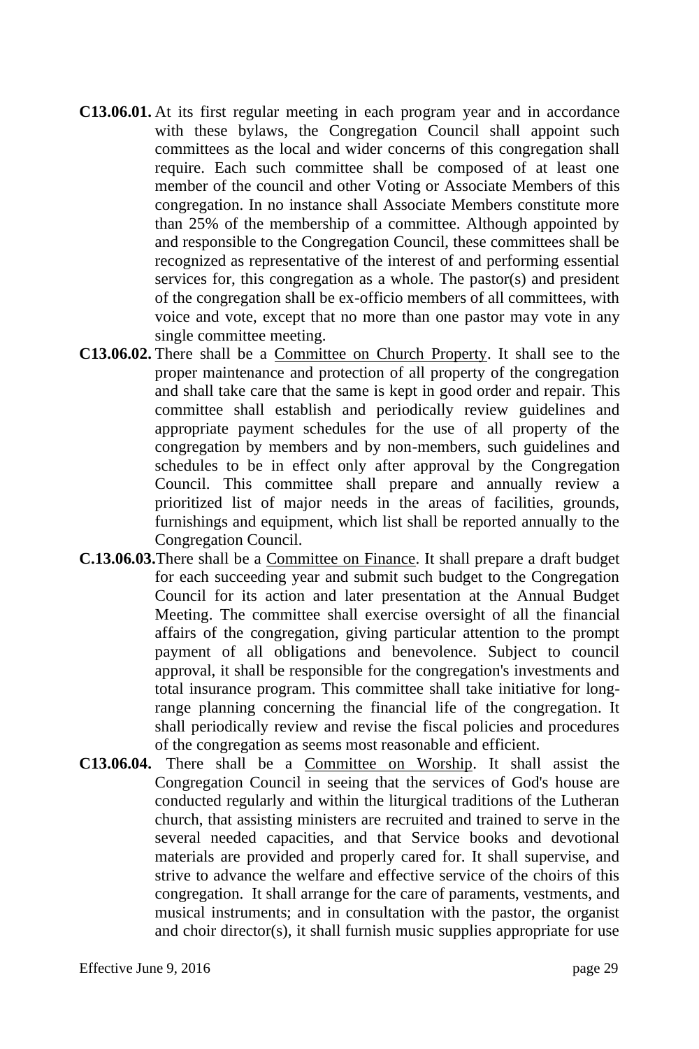**C13.06.01.** At its first regular meeting in each program year and in accordance with these bylaws, the Congregation Council shall appoint such committees as the local and wider concerns of this congregation shall require. Each such committee shall be composed of at least one member of the council and other Voting or Associate Members of this congregation. In no instance shall Associate Members constitute more than 25% of the membership of a committee. Although appointed by and responsible to the Congregation Council, these committees shall be recognized as representative of the interest of and performing essential services for, this congregation as a whole. The pastor(s) and president of the congregation shall be ex-officio members of all committees, with voice and vote, except that no more than one pastor may vote in any single committee meeting.

**C13.06.02.** There shall be a <u>Committee on Church Property</u>. It shall see to the proper maintenance and protection of all property of the congregation and shall take care that the same is kept in good order and repair. This committee shall establish and periodically review guidelines and appropriate payment schedules for the use of all property of the congregation by members and by non-members, such guidelines and schedules to be in effect only after approval by the Congregation Council. This committee shall prepare and annually review a prioritized list of major needs in the areas of facilities, grounds, furnishings and equipment, which list shall be reported annually to the Congregation Council.

**C.13.06.03.** There shall be a <u>Committee on Finance</u>. It shall prepare a draft budget for each succeeding year and submit such budget to the Congregation Council for its action and later presentation at the Annual Budget Meeting. The committee shall exercise oversight of all the financial affairs of the congregation, giving particular attention to the prompt payment of all obligations and benevolence. Subject to council approval, it shall be responsible for the congregation's investments and total insurance program. This committee shall take initiative for long-range planning concerning the financial life of the congregation. It shall periodically review and revise the fiscal policies and procedures of the congregation as seems most reasonable and efficient.

**C13.06.04.** There shall be a <u>Committee on Worship</u>. It shall assist the Congregation Council in seeing that the services of God's house are conducted regularly and within the liturgical traditions of the Lutheran church, that assisting ministers are recruited and trained to serve in the several needed capacities, and that Service books and devotional materials are provided and properly cared for. It shall supervise, and strive to advance the welfare and effective service of the choirs of this congregation. It shall arrange for the care of paraments, vestments, and musical instruments; and in consultation with the pastor, the organist and choir director(s), it shall furnish music supplies appropriate for use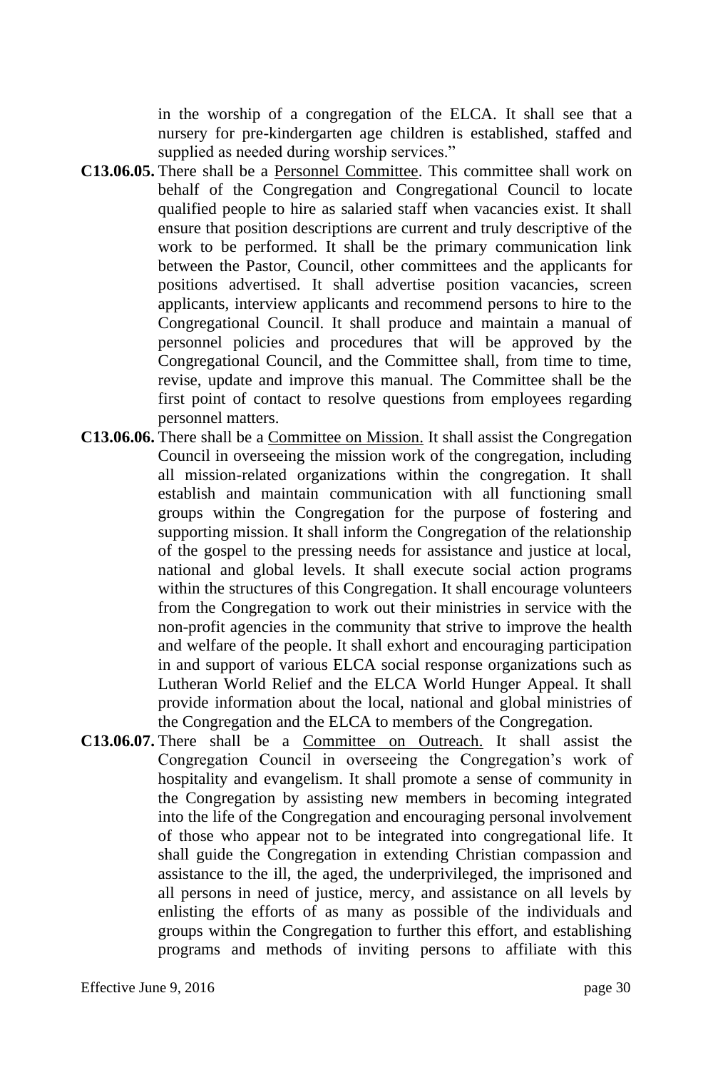in the worship of a congregation of the ELCA. It shall see that a nursery for pre-kindergarten age children is established, staffed and supplied as needed during worship services."

**C13.06.05.** There shall be a Personnel Committee. This committee shall work on behalf of the Congregation and Congregational Council to locate qualified people to hire as salaried staff when vacancies exist. It shall ensure that position descriptions are current and truly descriptive of the work to be performed. It shall be the primary communication link between the Pastor, Council, other committees and the applicants for positions advertised. It shall advertise position vacancies, screen applicants, interview applicants and recommend persons to hire to the Congregational Council. It shall produce and maintain a manual of personnel policies and procedures that will be approved by the Congregational Council, and the Committee shall, from time to time, revise, update and improve this manual. The Committee shall be the first point of contact to resolve questions from employees regarding personnel matters.

**C13.06.06.** There shall be a Committee on Mission. It shall assist the Congregation Council in overseeing the mission work of the congregation, including all mission-related organizations within the congregation. It shall establish and maintain communication with all functioning small groups within the Congregation for the purpose of fostering and supporting mission. It shall inform the Congregation of the relationship of the gospel to the pressing needs for assistance and justice at local, national and global levels. It shall execute social action programs within the structures of this Congregation. It shall encourage volunteers from the Congregation to work out their ministries in service with the non-profit agencies in the community that strive to improve the health and welfare of the people. It shall exhort and encouraging participation in and support of various ELCA social response organizations such as Lutheran World Relief and the ELCA World Hunger Appeal. It shall provide information about the local, national and global ministries of the Congregation and the ELCA to members of the Congregation.

**C13.06.07.** There shall be a Committee on Outreach. It shall assist the Congregation Council in overseeing the Congregation's work of hospitality and evangelism. It shall promote a sense of community in the Congregation by assisting new members in becoming integrated into the life of the Congregation and encouraging personal involvement of those who appear not to be integrated into congregational life. It shall guide the Congregation in extending Christian compassion and assistance to the ill, the aged, the underprivileged, the imprisoned and all persons in need of justice, mercy, and assistance on all levels by enlisting the efforts of as many as possible of the individuals and groups within the Congregation to further this effort, and establishing programs and methods of inviting persons to affiliate with this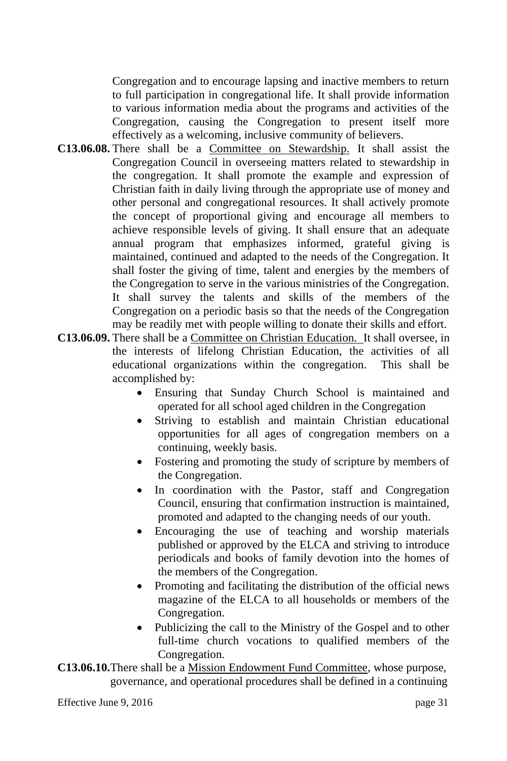Congregation and to encourage lapsing and inactive members to return to full participation in congregational life. It shall provide information to various information media about the programs and activities of the Congregation, causing the Congregation to present itself more effectively as a welcoming, inclusive community of believers.

**C13.06.08.** There shall be a Committee on Stewardship. It shall assist the Congregation Council in overseeing matters related to stewardship in the congregation. It shall promote the example and expression of Christian faith in daily living through the appropriate use of money and other personal and congregational resources. It shall actively promote the concept of proportional giving and encourage all members to achieve responsible levels of giving. It shall ensure that an adequate annual program that emphasizes informed, grateful giving is maintained, continued and adapted to the needs of the Congregation. It shall foster the giving of time, talent and energies by the members of the Congregation to serve in the various ministries of the Congregation. It shall survey the talents and skills of the members of the Congregation on a periodic basis so that the needs of the Congregation may be readily met with people willing to donate their skills and effort.

**C13.06.09.** There shall be a Committee on Christian Education. It shall oversee, in the interests of lifelong Christian Education, the activities of all educational organizations within the congregation. This shall be accomplished by:

- Ensuring that Sunday Church School is maintained and operated for all school aged children in the Congregation
- Striving to establish and maintain Christian educational opportunities for all ages of congregation members on a continuing, weekly basis.
- Fostering and promoting the study of scripture by members of the Congregation.
- In coordination with the Pastor, staff and Congregation Council, ensuring that confirmation instruction is maintained, promoted and adapted to the changing needs of our youth.
- Encouraging the use of teaching and worship materials published or approved by the ELCA and striving to introduce periodicals and books of family devotion into the homes of the members of the Congregation.
- Promoting and facilitating the distribution of the official news magazine of the ELCA to all households or members of the Congregation.
- Publicizing the call to the Ministry of the Gospel and to other full-time church vocations to qualified members of the Congregation.

**C13.06.10.** There shall be a Mission Endowment Fund Committee, whose purpose, governance, and operational procedures shall be defined in a continuing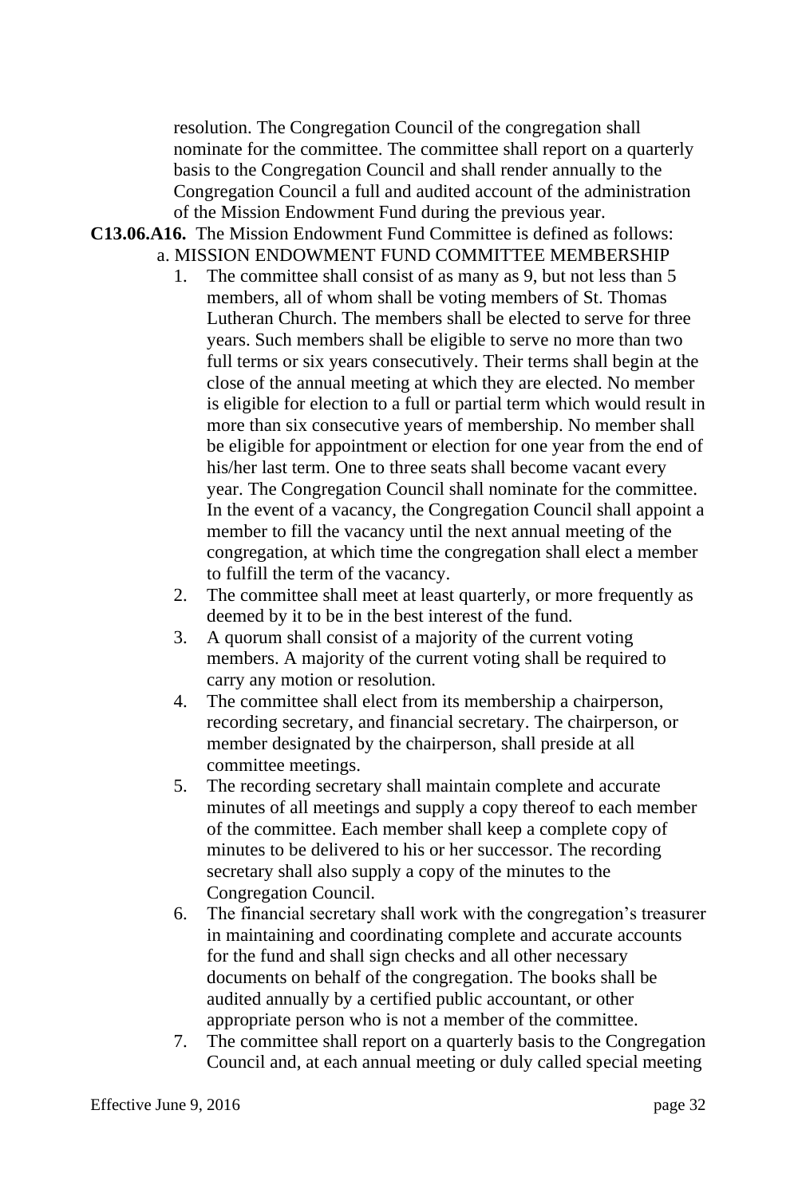resolution. The Congregation Council of the congregation shall nominate for the committee. The committee shall report on a quarterly basis to the Congregation Council and shall render annually to the Congregation Council a full and audited account of the administration of the Mission Endowment Fund during the previous year.

**C13.06.A16.** The Mission Endowment Fund Committee is defined as follows:

a. MISSION ENDOWMENT FUND COMMITTEE MEMBERSHIP

1. The committee shall consist of as many as 9, but not less than 5 members, all of whom shall be voting members of St. Thomas Lutheran Church. The members shall be elected to serve for three years. Such members shall be eligible to serve no more than two full terms or six years consecutively. Their terms shall begin at the close of the annual meeting at which they are elected. No member is eligible for election to a full or partial term which would result in more than six consecutive years of membership. No member shall be eligible for appointment or election for one year from the end of his/her last term. One to three seats shall become vacant every year. The Congregation Council shall nominate for the committee. In the event of a vacancy, the Congregation Council shall appoint a member to fill the vacancy until the next annual meeting of the congregation, at which time the congregation shall elect a member to fulfill the term of the vacancy.
2. The committee shall meet at least quarterly, or more frequently as deemed by it to be in the best interest of the fund.
3. A quorum shall consist of a majority of the current voting members. A majority of the current voting shall be required to carry any motion or resolution.
4. The committee shall elect from its membership a chairperson, recording secretary, and financial secretary. The chairperson, or member designated by the chairperson, shall preside at all committee meetings.
5. The recording secretary shall maintain complete and accurate minutes of all meetings and supply a copy thereof to each member of the committee. Each member shall keep a complete copy of minutes to be delivered to his or her successor. The recording secretary shall also supply a copy of the minutes to the Congregation Council.
6. The financial secretary shall work with the congregation's treasurer in maintaining and coordinating complete and accurate accounts for the fund and shall sign checks and all other necessary documents on behalf of the congregation. The books shall be audited annually by a certified public accountant, or other appropriate person who is not a member of the committee.
7. The committee shall report on a quarterly basis to the Congregation Council and, at each annual meeting or duly called special meeting

Effective June 9, 2016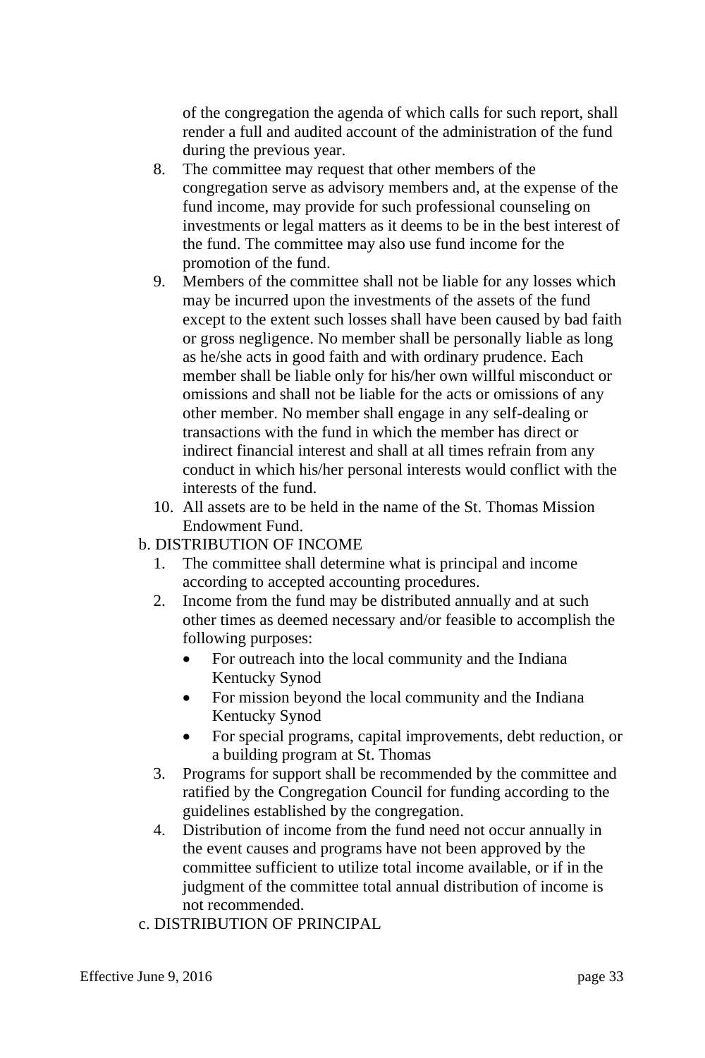of the congregation the agenda of which calls for such report, shall render a full and audited account of the administration of the fund during the previous year.

8. The committee may request that other members of the congregation serve as advisory members and, at the expense of the fund income, may provide for such professional counseling on investments or legal matters as it deems to be in the best interest of the fund. The committee may also use fund income for the promotion of the fund.
9. Members of the committee shall not be liable for any losses which may be incurred upon the investments of the assets of the fund except to the extent such losses shall have been caused by bad faith or gross negligence. No member shall be personally liable as long as he/she acts in good faith and with ordinary prudence. Each member shall be liable only for his/her own willful misconduct or omissions and shall not be liable for the acts or omissions of any other member. No member shall engage in any self-dealing or transactions with the fund in which the member has direct or indirect financial interest and shall at all times refrain from any conduct in which his/her personal interests would conflict with the interests of the fund.
10. All assets are to be held in the name of the St. Thomas Mission Endowment Fund.

b. DISTRIBUTION OF INCOME

1. The committee shall determine what is principal and income according to accepted accounting procedures.
2. Income from the fund may be distributed annually and at such other times as deemed necessary and/or feasible to accomplish the following purposes:
   - For outreach into the local community and the Indiana Kentucky Synod
   - For mission beyond the local community and the Indiana Kentucky Synod
   - For special programs, capital improvements, debt reduction, or a building program at St. Thomas
3. Programs for support shall be recommended by the committee and ratified by the Congregation Council for funding according to the guidelines established by the congregation.
4. Distribution of income from the fund need not occur annually in the event causes and programs have not been approved by the committee sufficient to utilize total income available, or if in the judgment of the committee total annual distribution of income is not recommended.

c. DISTRIBUTION OF PRINCIPAL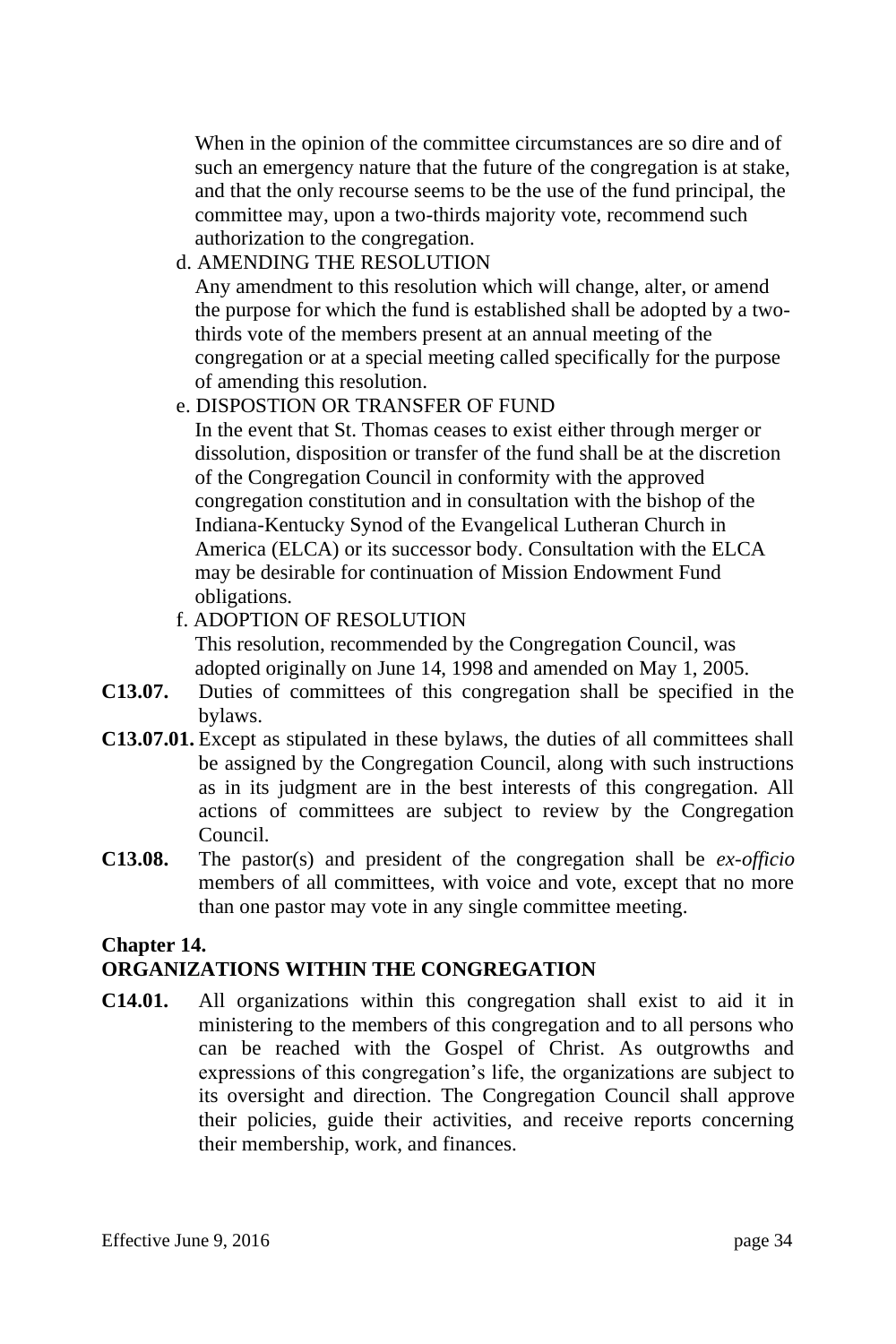When in the opinion of the committee circumstances are so dire and of such an emergency nature that the future of the congregation is at stake, and that the only recourse seems to be the use of the fund principal, the committee may, upon a two-thirds majority vote, recommend such authorization to the congregation.

d. AMENDING THE RESOLUTION

Any amendment to this resolution which will change, alter, or amend the purpose for which the fund is established shall be adopted by a two-thirds vote of the members present at an annual meeting of the congregation or at a special meeting called specifically for the purpose of amending this resolution.

e. DISPOSTION OR TRANSFER OF FUND

In the event that St. Thomas ceases to exist either through merger or dissolution, disposition or transfer of the fund shall be at the discretion of the Congregation Council in conformity with the approved congregation constitution and in consultation with the bishop of the Indiana-Kentucky Synod of the Evangelical Lutheran Church in America (ELCA) or its successor body. Consultation with the ELCA may be desirable for continuation of Mission Endowment Fund obligations.

f. ADOPTION OF RESOLUTION

This resolution, recommended by the Congregation Council, was adopted originally on June 14, 1998 and amended on May 1, 2005.

**C13.07.** Duties of committees of this congregation shall be specified in the bylaws.

**C13.07.01.** Except as stipulated in these bylaws, the duties of all committees shall be assigned by the Congregation Council, along with such instructions as in its judgment are in the best interests of this congregation. All actions of committees are subject to review by the Congregation Council.

**C13.08.** The pastor(s) and president of the congregation shall be *ex-officio* members of all committees, with voice and vote, except that no more than one pastor may vote in any single committee meeting.

## Chapter 14.
## ORGANIZATIONS WITHIN THE CONGREGATION

**C14.01.** All organizations within this congregation shall exist to aid it in ministering to the members of this congregation and to all persons who can be reached with the Gospel of Christ. As outgrowths and expressions of this congregation's life, the organizations are subject to its oversight and direction. The Congregation Council shall approve their policies, guide their activities, and receive reports concerning their membership, work, and finances.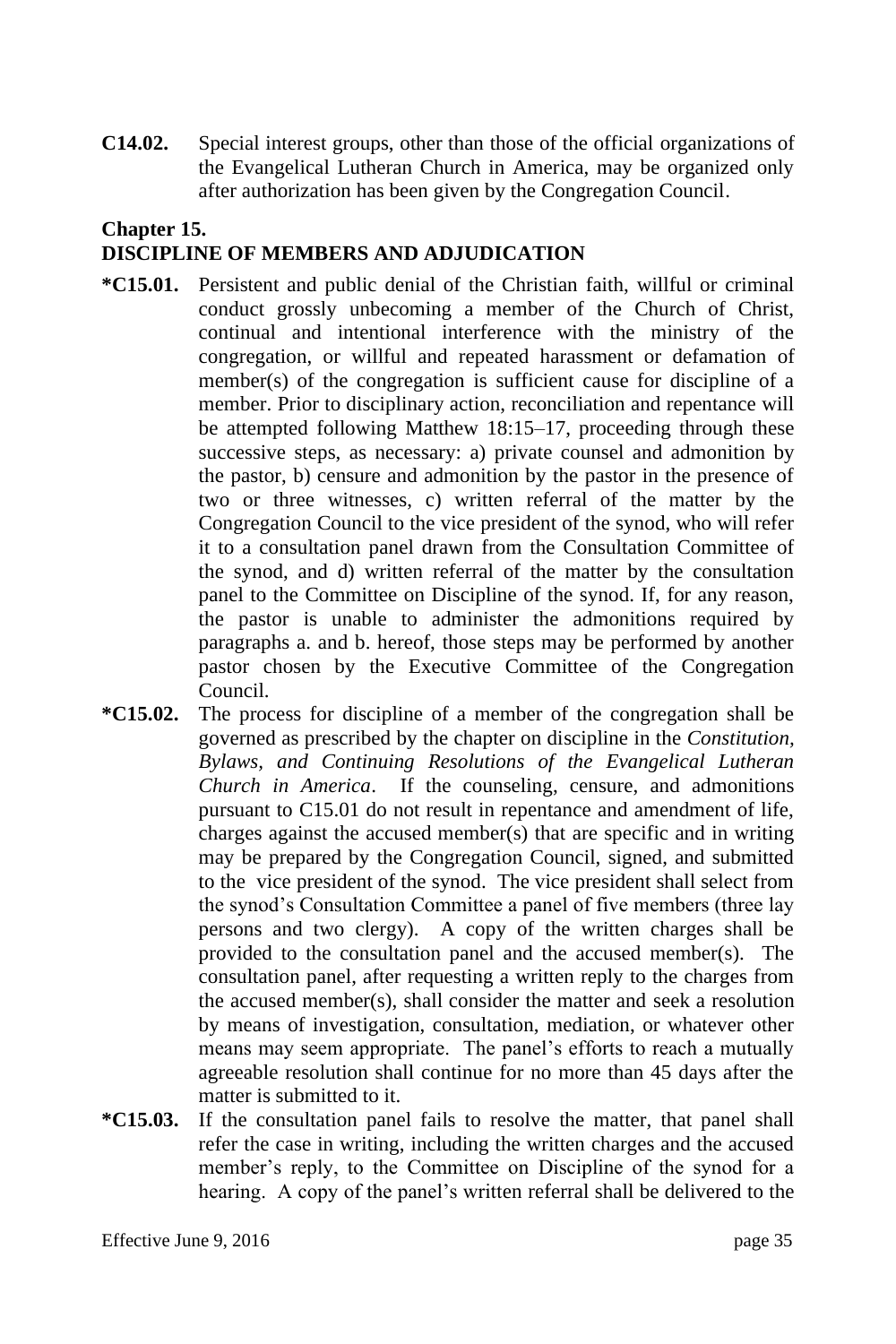**C14.02.** Special interest groups, other than those of the official organizations of the Evangelical Lutheran Church in America, may be organized only after authorization has been given by the Congregation Council.

## Chapter 15.
## DISCIPLINE OF MEMBERS AND ADJUDICATION

**\*C15.01.** Persistent and public denial of the Christian faith, willful or criminal conduct grossly unbecoming a member of the Church of Christ, continual and intentional interference with the ministry of the congregation, or willful and repeated harassment or defamation of member(s) of the congregation is sufficient cause for discipline of a member. Prior to disciplinary action, reconciliation and repentance will be attempted following Matthew 18:15–17, proceeding through these successive steps, as necessary: a) private counsel and admonition by the pastor, b) censure and admonition by the pastor in the presence of two or three witnesses, c) written referral of the matter by the Congregation Council to the vice president of the synod, who will refer it to a consultation panel drawn from the Consultation Committee of the synod, and d) written referral of the matter by the consultation panel to the Committee on Discipline of the synod. If, for any reason, the pastor is unable to administer the admonitions required by paragraphs a. and b. hereof, those steps may be performed by another pastor chosen by the Executive Committee of the Congregation Council.

**\*C15.02.** The process for discipline of a member of the congregation shall be governed as prescribed by the chapter on discipline in the *Constitution, Bylaws, and Continuing Resolutions of the Evangelical Lutheran Church in America*. If the counseling, censure, and admonitions pursuant to C15.01 do not result in repentance and amendment of life, charges against the accused member(s) that are specific and in writing may be prepared by the Congregation Council, signed, and submitted to the vice president of the synod. The vice president shall select from the synod's Consultation Committee a panel of five members (three lay persons and two clergy). A copy of the written charges shall be provided to the consultation panel and the accused member(s). The consultation panel, after requesting a written reply to the charges from the accused member(s), shall consider the matter and seek a resolution by means of investigation, consultation, mediation, or whatever other means may seem appropriate. The panel's efforts to reach a mutually agreeable resolution shall continue for no more than 45 days after the matter is submitted to it.

**\*C15.03.** If the consultation panel fails to resolve the matter, that panel shall refer the case in writing, including the written charges and the accused member's reply, to the Committee on Discipline of the synod for a hearing. A copy of the panel's written referral shall be delivered to the

Effective June 9, 2016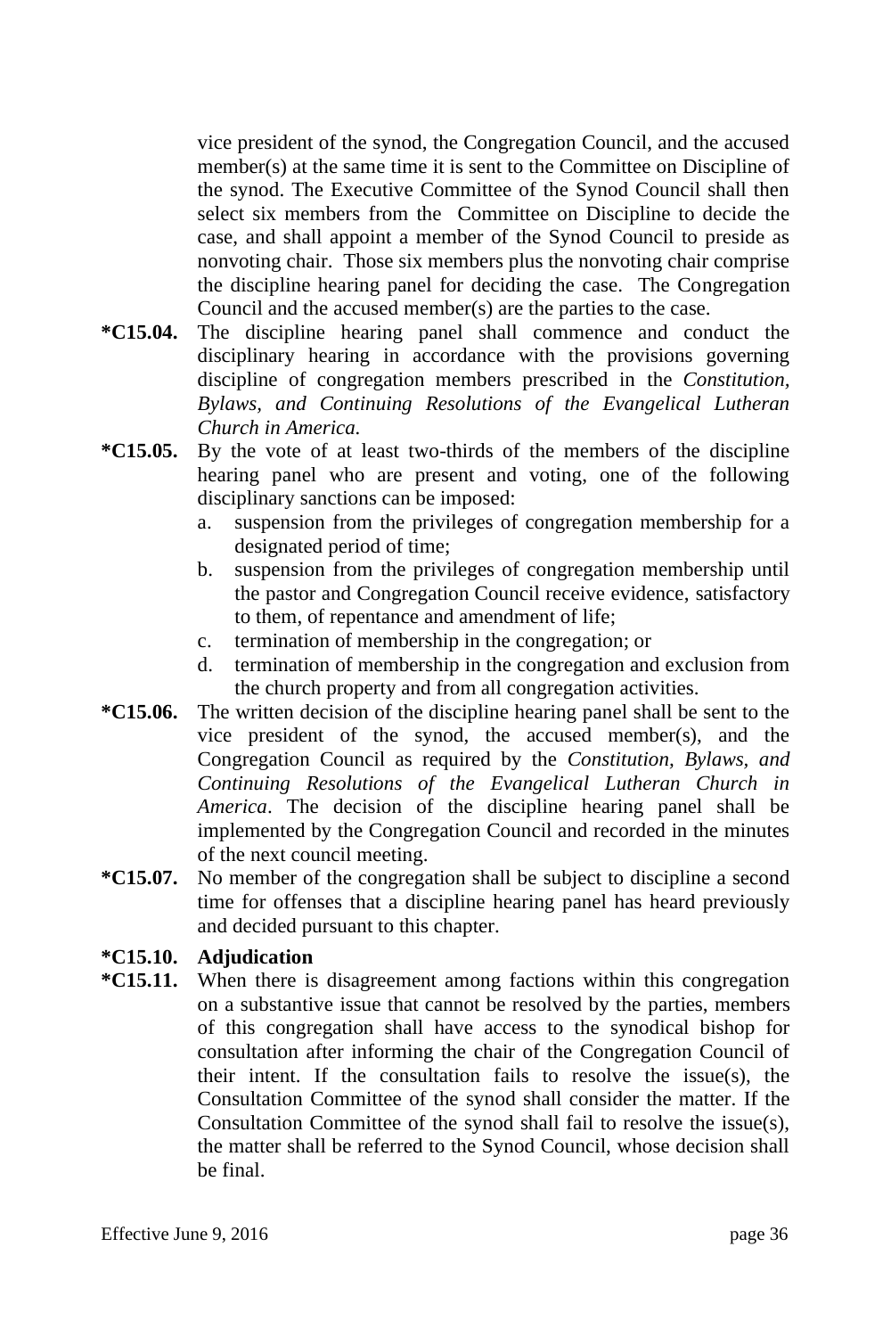vice president of the synod, the Congregation Council, and the accused member(s) at the same time it is sent to the Committee on Discipline of the synod. The Executive Committee of the Synod Council shall then select six members from the Committee on Discipline to decide the case, and shall appoint a member of the Synod Council to preside as nonvoting chair. Those six members plus the nonvoting chair comprise the discipline hearing panel for deciding the case. The Congregation Council and the accused member(s) are the parties to the case.

**\*C15.04.** The discipline hearing panel shall commence and conduct the disciplinary hearing in accordance with the provisions governing discipline of congregation members prescribed in the *Constitution, Bylaws, and Continuing Resolutions of the Evangelical Lutheran Church in America.*

**\*C15.05.** By the vote of at least two-thirds of the members of the discipline hearing panel who are present and voting, one of the following disciplinary sanctions can be imposed:

a. suspension from the privileges of congregation membership for a designated period of time;
b. suspension from the privileges of congregation membership until the pastor and Congregation Council receive evidence, satisfactory to them, of repentance and amendment of life;
c. termination of membership in the congregation; or
d. termination of membership in the congregation and exclusion from the church property and from all congregation activities.

**\*C15.06.** The written decision of the discipline hearing panel shall be sent to the vice president of the synod, the accused member(s), and the Congregation Council as required by the *Constitution, Bylaws, and Continuing Resolutions of the Evangelical Lutheran Church in America*. The decision of the discipline hearing panel shall be implemented by the Congregation Council and recorded in the minutes of the next council meeting.

**\*C15.07.** No member of the congregation shall be subject to discipline a second time for offenses that a discipline hearing panel has heard previously and decided pursuant to this chapter.

**\*C15.10. Adjudication**

**\*C15.11.** When there is disagreement among factions within this congregation on a substantive issue that cannot be resolved by the parties, members of this congregation shall have access to the synodical bishop for consultation after informing the chair of the Congregation Council of their intent. If the consultation fails to resolve the issue(s), the Consultation Committee of the synod shall consider the matter. If the Consultation Committee of the synod shall fail to resolve the issue(s), the matter shall be referred to the Synod Council, whose decision shall be final.

Effective June 9, 2016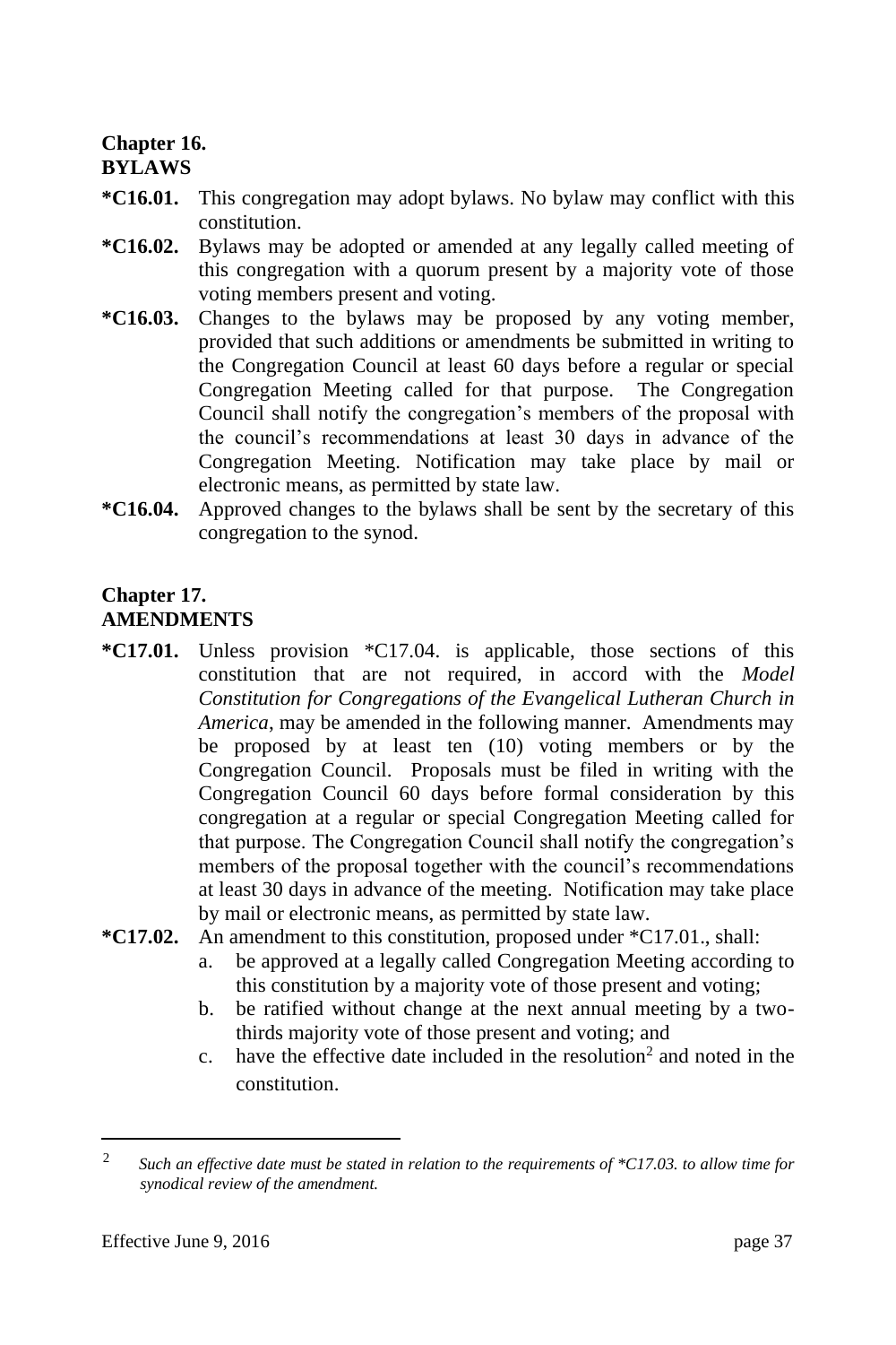## Chapter 16.
## BYLAWS

**\*C16.01.** This congregation may adopt bylaws. No bylaw may conflict with this constitution.

**\*C16.02.** Bylaws may be adopted or amended at any legally called meeting of this congregation with a quorum present by a majority vote of those voting members present and voting.

**\*C16.03.** Changes to the bylaws may be proposed by any voting member, provided that such additions or amendments be submitted in writing to the Congregation Council at least 60 days before a regular or special Congregation Meeting called for that purpose. The Congregation Council shall notify the congregation's members of the proposal with the council's recommendations at least 30 days in advance of the Congregation Meeting. Notification may take place by mail or electronic means, as permitted by state law.

**\*C16.04.** Approved changes to the bylaws shall be sent by the secretary of this congregation to the synod.

## Chapter 17.
## AMENDMENTS

**\*C17.01.** Unless provision *C17.04. is applicable, those sections of this constitution that are not required, in accord with the *Model Constitution for Congregations of the Evangelical Lutheran Church in America*, may be amended in the following manner. Amendments may be proposed by at least ten (10) voting members or by the Congregation Council. Proposals must be filed in writing with the Congregation Council 60 days before formal consideration by this congregation at a regular or special Congregation Meeting called for that purpose. The Congregation Council shall notify the congregation's members of the proposal together with the council's recommendations at least 30 days in advance of the meeting. Notification may take place by mail or electronic means, as permitted by state law.

**\*C17.02.** An amendment to this constitution, proposed under *C17.01., shall:

a. be approved at a legally called Congregation Meeting according to this constitution by a majority vote of those present and voting;
b. be ratified without change at the next annual meeting by a two-thirds majority vote of those present and voting; and
c. have the effective date included in the resolution[2] and noted in the constitution.

---

[2] *Such an effective date must be stated in relation to the requirements of *C17.03. to allow time for synodical review of the amendment.*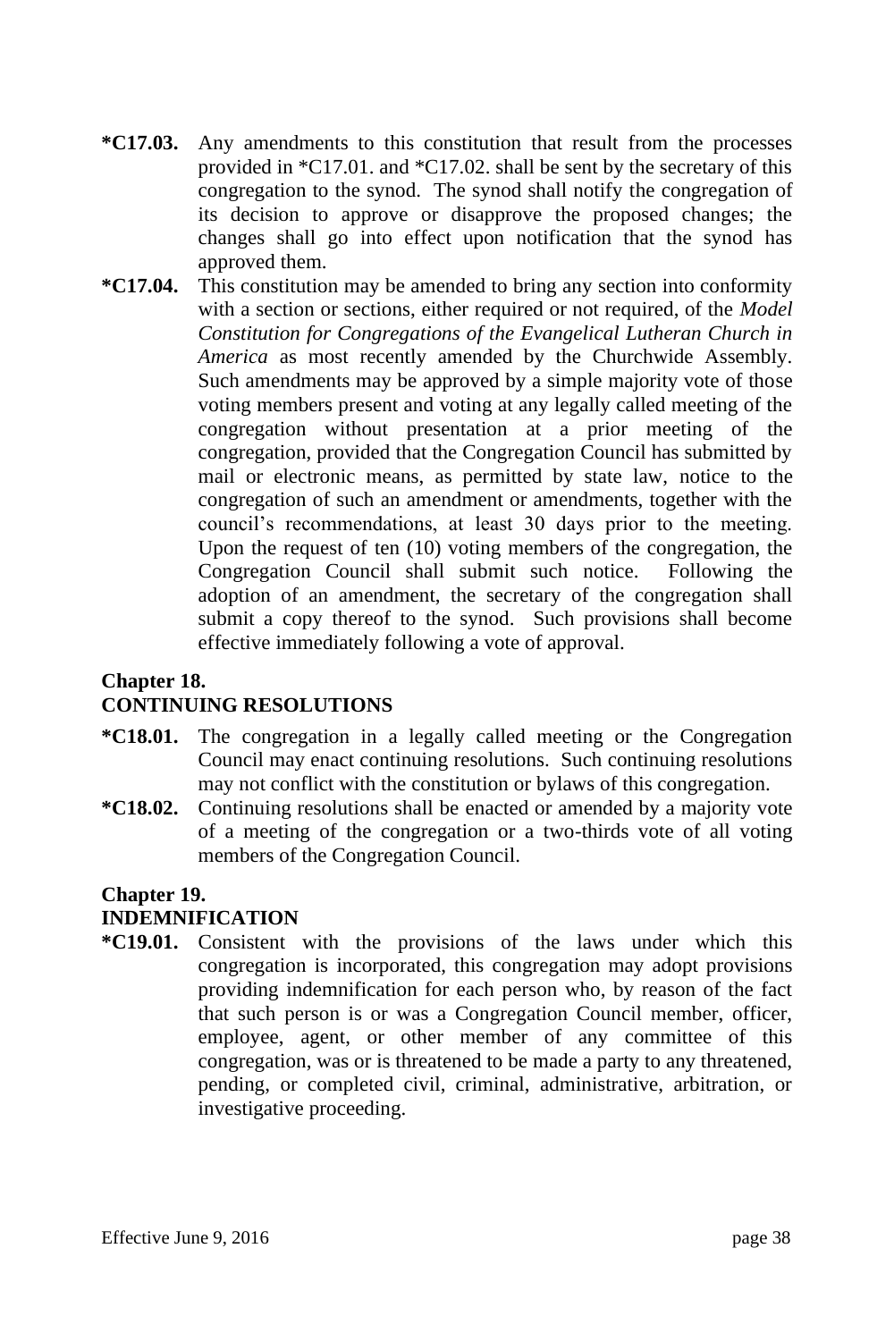**\*C17.03.** Any amendments to this constitution that result from the processes provided in \*C17.01. and \*C17.02. shall be sent by the secretary of this congregation to the synod. The synod shall notify the congregation of its decision to approve or disapprove the proposed changes; the changes shall go into effect upon notification that the synod has approved them.

**\*C17.04.** This constitution may be amended to bring any section into conformity with a section or sections, either required or not required, of the *Model Constitution for Congregations of the Evangelical Lutheran Church in America* as most recently amended by the Churchwide Assembly. Such amendments may be approved by a simple majority vote of those voting members present and voting at any legally called meeting of the congregation without presentation at a prior meeting of the congregation, provided that the Congregation Council has submitted by mail or electronic means, as permitted by state law, notice to the congregation of such an amendment or amendments, together with the council's recommendations, at least 30 days prior to the meeting. Upon the request of ten (10) voting members of the congregation, the Congregation Council shall submit such notice. Following the adoption of an amendment, the secretary of the congregation shall submit a copy thereof to the synod. Such provisions shall become effective immediately following a vote of approval.

## Chapter 18.
## CONTINUING RESOLUTIONS

**\*C18.01.** The congregation in a legally called meeting or the Congregation Council may enact continuing resolutions. Such continuing resolutions may not conflict with the constitution or bylaws of this congregation.

**\*C18.02.** Continuing resolutions shall be enacted or amended by a majority vote of a meeting of the congregation or a two-thirds vote of all voting members of the Congregation Council.

## Chapter 19.
## INDEMNIFICATION

**\*C19.01.** Consistent with the provisions of the laws under which this congregation is incorporated, this congregation may adopt provisions providing indemnification for each person who, by reason of the fact that such person is or was a Congregation Council member, officer, employee, agent, or other member of any committee of this congregation, was or is threatened to be made a party to any threatened, pending, or completed civil, criminal, administrative, arbitration, or investigative proceeding.